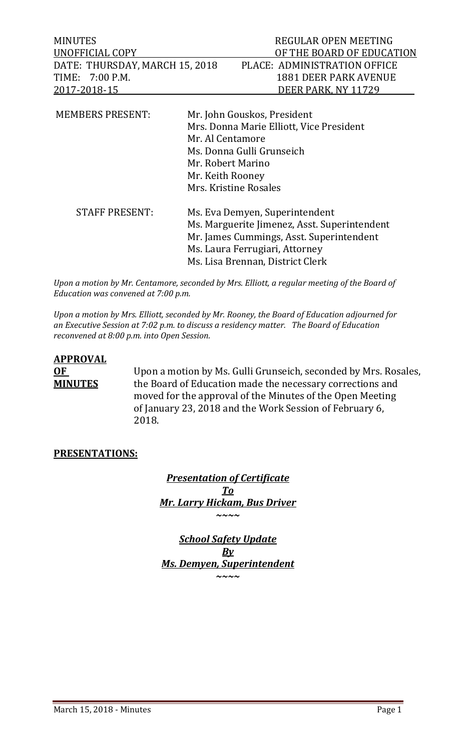| MINUTES | REGULAR OPEN MEETING |
| --- | --- |
| UNOFFICIAL COPY | OF THE BOARD OF EDUCATION |
| DATE: THURSDAY, MARCH 15, 2018 | PLACE: ADMINISTRATION OFFICE |
| TIME: 7:00 P.M. | 1881 DEER PARK AVENUE |
| 2017-2018-15 | DEER PARK, NY 11729 |

MEMBERS PRESENT:
- Mr. John Gouskos, President
- Mrs. Donna Marie Elliott, Vice President
- Mr. Al Centamore
- Ms. Donna Gulli Grunseich
- Mr. Robert Marino
- Mr. Keith Rooney
- Mrs. Kristine Rosales

STAFF PRESENT:
- Ms. Eva Demyen, Superintendent
- Ms. Marguerite Jimenez, Asst. Superintendent
- Mr. James Cummings, Asst. Superintendent
- Ms. Laura Ferrugiari, Attorney
- Ms. Lisa Brennan, District Clerk

*Upon a motion by Mr. Centamore, seconded by Mrs. Elliott, a regular meeting of the Board of Education was convened at 7:00 p.m.*

*Upon a motion by Mrs. Elliott, seconded by Mr. Rooney, the Board of Education adjourned for an Executive Session at 7:02 p.m. to discuss a residency matter. The Board of Education reconvened at 8:00 p.m. into Open Session.*

**APPROVAL OF MINUTES**

Upon a motion by Ms. Gulli Grunseich, seconded by Mrs. Rosales, the Board of Education made the necessary corrections and moved for the approval of the Minutes of the Open Meeting of January 23, 2018 and the Work Session of February 6, 2018.

**PRESENTATIONS:**

***Presentation of Certificate***
***To***
***Mr. Larry Hickam, Bus Driver***

~~~~

***School Safety Update***
***By***
***Ms. Demyen, Superintendent***

~~~~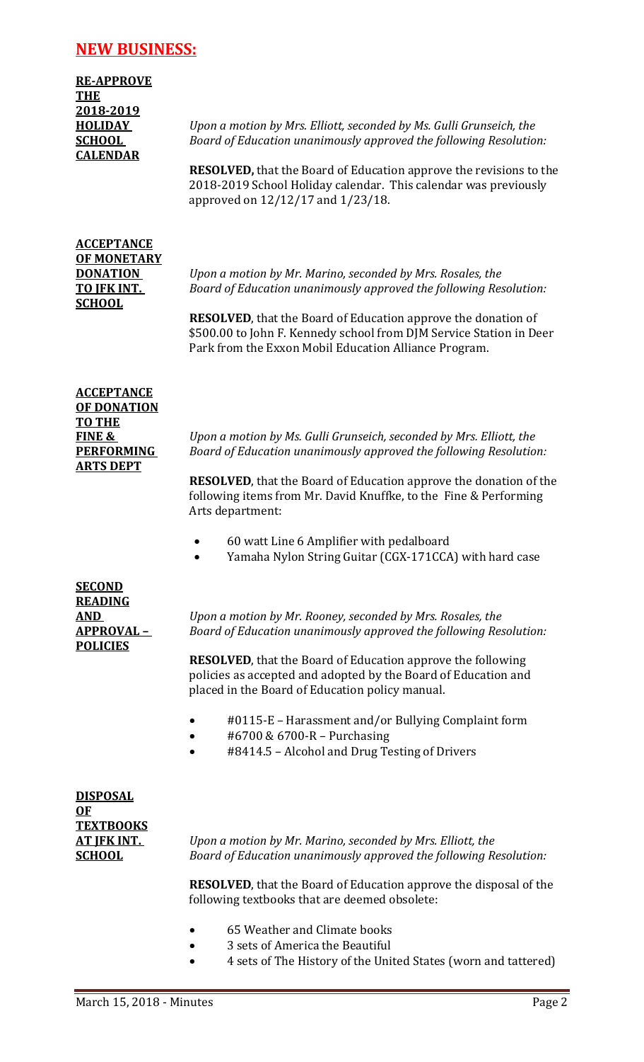## NEW BUSINESS:

**RE-APPROVE THE 2018-2019 HOLIDAY SCHOOL CALENDAR**

*Upon a motion by Mrs. Elliott, seconded by Ms. Gulli Grunseich, the Board of Education unanimously approved the following Resolution:*

**RESOLVED,** that the Board of Education approve the revisions to the 2018-2019 School Holiday calendar. This calendar was previously approved on 12/12/17 and 1/23/18.

**ACCEPTANCE OF MONETARY DONATION TO JFK INT. SCHOOL**

*Upon a motion by Mr. Marino, seconded by Mrs. Rosales, the Board of Education unanimously approved the following Resolution:*

**RESOLVED**, that the Board of Education approve the donation of $500.00 to John F. Kennedy school from DJM Service Station in Deer Park from the Exxon Mobil Education Alliance Program.

**ACCEPTANCE OF DONATION TO THE FINE & PERFORMING ARTS DEPT**

*Upon a motion by Ms. Gulli Grunseich, seconded by Mrs. Elliott, the Board of Education unanimously approved the following Resolution:*

**RESOLVED**, that the Board of Education approve the donation of the following items from Mr. David Knuffke, to the Fine & Performing Arts department:

- 60 watt Line 6 Amplifier with pedalboard
- Yamaha Nylon String Guitar (CGX-171CCA) with hard case

**SECOND READING AND APPROVAL – POLICIES**

*Upon a motion by Mr. Rooney, seconded by Mrs. Rosales, the Board of Education unanimously approved the following Resolution:*

**RESOLVED**, that the Board of Education approve the following policies as accepted and adopted by the Board of Education and placed in the Board of Education policy manual.

- #0115-E – Harassment and/or Bullying Complaint form
- #6700 & 6700-R – Purchasing
- #8414.5 – Alcohol and Drug Testing of Drivers

**DISPOSAL OF TEXTBOOKS AT JFK INT. SCHOOL**

*Upon a motion by Mr. Marino, seconded by Mrs. Elliott, the Board of Education unanimously approved the following Resolution:*

**RESOLVED**, that the Board of Education approve the disposal of the following textbooks that are deemed obsolete:

- 65 Weather and Climate books
- 3 sets of America the Beautiful
- 4 sets of The History of the United States (worn and tattered)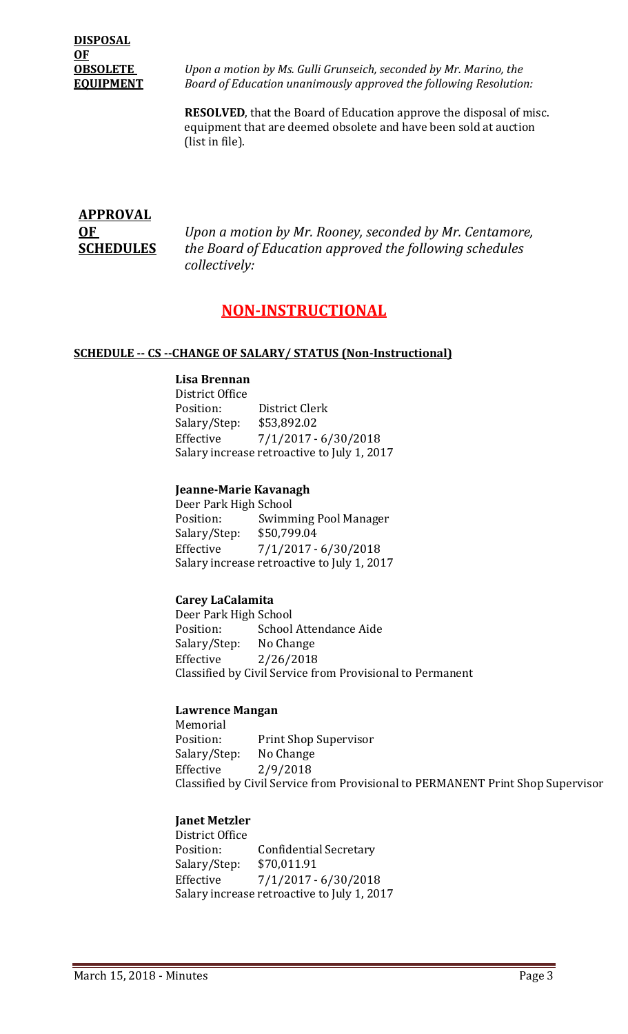**DISPOSAL OF OBSOLETE EQUIPMENT**

*Upon a motion by Ms. Gulli Grunseich, seconded by Mr. Marino, the Board of Education unanimously approved the following Resolution:*

**RESOLVED**, that the Board of Education approve the disposal of misc. equipment that are deemed obsolete and have been sold at auction (list in file).

**APPROVAL OF SCHEDULES**

*Upon a motion by Mr. Rooney, seconded by Mr. Centamore, the Board of Education approved the following schedules collectively:*

## NON-INSTRUCTIONAL

### SCHEDULE -- CS --CHANGE OF SALARY/ STATUS (Non-Instructional)

**Lisa Brennan**
District Office
Position: District Clerk
Salary/Step: $53,892.02
Effective 7/1/2017 - 6/30/2018
Salary increase retroactive to July 1, 2017

**Jeanne-Marie Kavanagh**
Deer Park High School
Position: Swimming Pool Manager
Salary/Step: $50,799.04
Effective 7/1/2017 - 6/30/2018
Salary increase retroactive to July 1, 2017

**Carey LaCalamita**
Deer Park High School
Position: School Attendance Aide
Salary/Step: No Change
Effective 2/26/2018
Classified by Civil Service from Provisional to Permanent

**Lawrence Mangan**
Memorial
Position: Print Shop Supervisor
Salary/Step: No Change
Effective 2/9/2018
Classified by Civil Service from Provisional to PERMANENT Print Shop Supervisor

**Janet Metzler**
District Office
Position: Confidential Secretary
Salary/Step: $70,011.91
Effective 7/1/2017 - 6/30/2018
Salary increase retroactive to July 1, 2017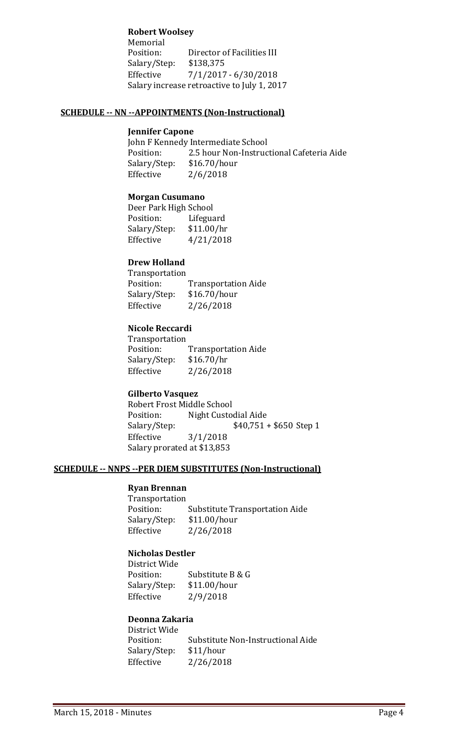**Robert Woolsey**
Memorial
Position: Director of Facilities III
Salary/Step: $138,375
Effective 7/1/2017 - 6/30/2018
Salary increase retroactive to July 1, 2017

## SCHEDULE -- NN --APPOINTMENTS (Non-Instructional)

**Jennifer Capone**
John F Kennedy Intermediate School
Position: 2.5 hour Non-Instructional Cafeteria Aide
Salary/Step: $16.70/hour
Effective 2/6/2018

**Morgan Cusumano**
Deer Park High School
Position: Lifeguard
Salary/Step: $11.00/hr
Effective 4/21/2018

**Drew Holland**
Transportation
Position: Transportation Aide
Salary/Step: $16.70/hour
Effective 2/26/2018

**Nicole Reccardi**
Transportation
Position: Transportation Aide
Salary/Step: $16.70/hr
Effective 2/26/2018

**Gilberto Vasquez**
Robert Frost Middle School
Position: Night Custodial Aide
Salary/Step: $40,751 + $650 Step 1
Effective 3/1/2018
Salary prorated at $13,853

## SCHEDULE -- NNPS --PER DIEM SUBSTITUTES (Non-Instructional)

**Ryan Brennan**
Transportation
Position: Substitute Transportation Aide
Salary/Step: $11.00/hour
Effective 2/26/2018

**Nicholas Destler**
District Wide
Position: Substitute B & G
Salary/Step: $11.00/hour
Effective 2/9/2018

**Deonna Zakaria**
District Wide
Position: Substitute Non-Instructional Aide
Salary/Step: $11/hour
Effective 2/26/2018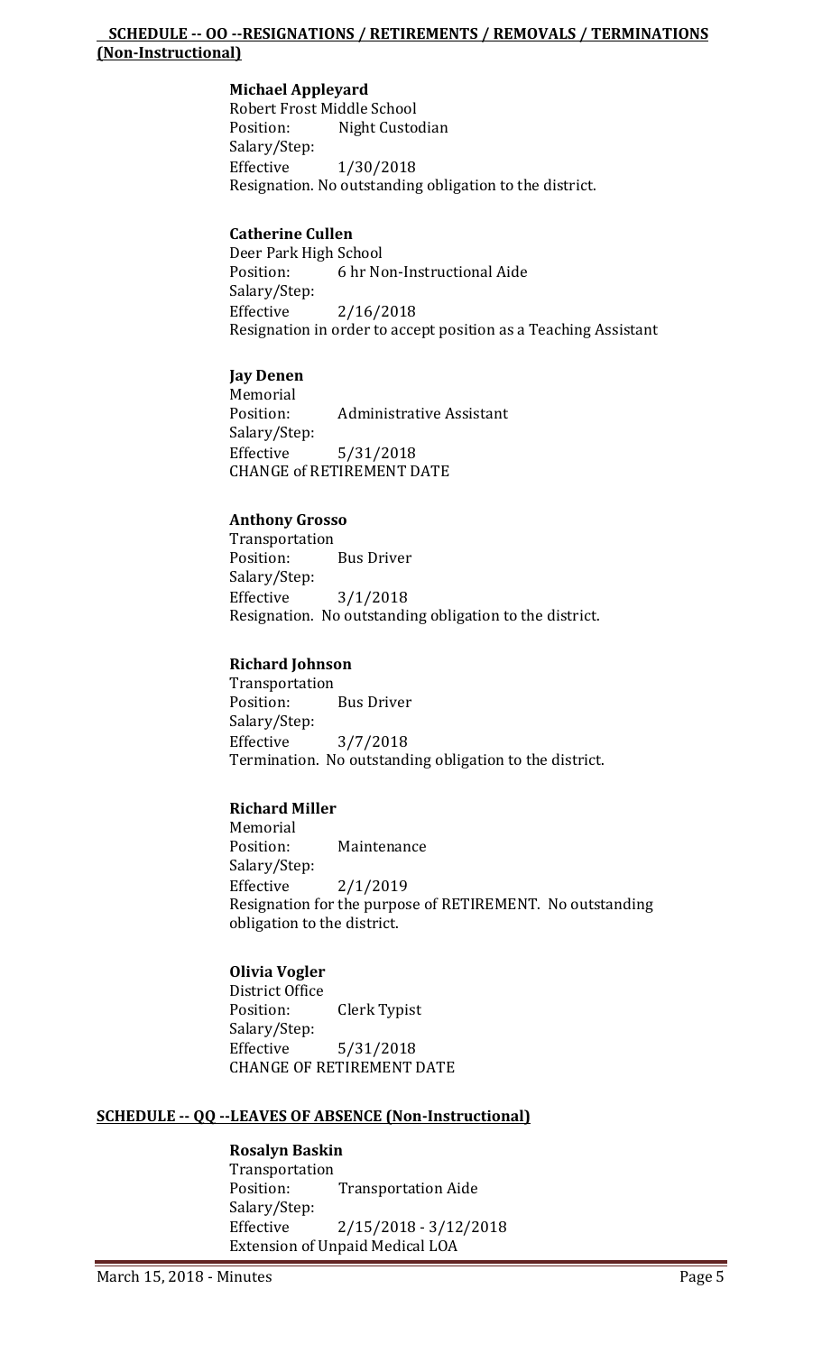## SCHEDULE -- OO --RESIGNATIONS / RETIREMENTS / REMOVALS / TERMINATIONS (Non-Instructional)

**Michael Appleyard**
Robert Frost Middle School
Position: Night Custodian
Salary/Step:
Effective 1/30/2018
Resignation. No outstanding obligation to the district.

**Catherine Cullen**
Deer Park High School
Position: 6 hr Non-Instructional Aide
Salary/Step:
Effective 2/16/2018
Resignation in order to accept position as a Teaching Assistant

**Jay Denen**
Memorial
Position: Administrative Assistant
Salary/Step:
Effective 5/31/2018
CHANGE of RETIREMENT DATE

**Anthony Grosso**
Transportation
Position: Bus Driver
Salary/Step:
Effective 3/1/2018
Resignation. No outstanding obligation to the district.

**Richard Johnson**
Transportation
Position: Bus Driver
Salary/Step:
Effective 3/7/2018
Termination. No outstanding obligation to the district.

**Richard Miller**
Memorial
Position: Maintenance
Salary/Step:
Effective 2/1/2019
Resignation for the purpose of RETIREMENT. No outstanding obligation to the district.

**Olivia Vogler**
District Office
Position: Clerk Typist
Salary/Step:
Effective 5/31/2018
CHANGE OF RETIREMENT DATE

## SCHEDULE -- QQ --LEAVES OF ABSENCE (Non-Instructional)

**Rosalyn Baskin**
Transportation
Position: Transportation Aide
Salary/Step:
Effective 2/15/2018 - 3/12/2018
Extension of Unpaid Medical LOA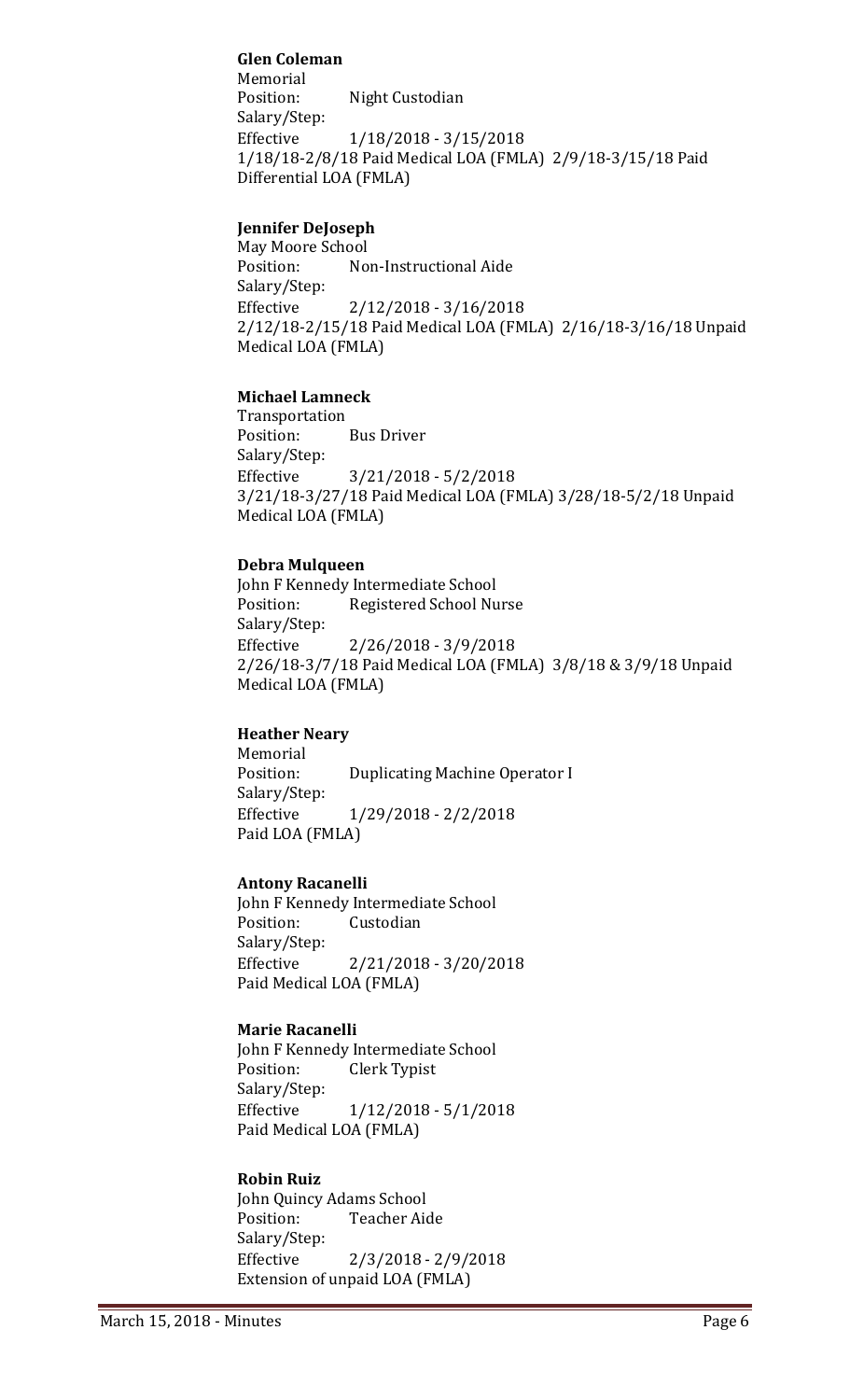**Glen Coleman**
Memorial
Position: Night Custodian
Salary/Step:
Effective 1/18/2018 - 3/15/2018
1/18/18-2/8/18 Paid Medical LOA (FMLA) 2/9/18-3/15/18 Paid Differential LOA (FMLA)

**Jennifer DeJoseph**
May Moore School
Position: Non-Instructional Aide
Salary/Step:
Effective 2/12/2018 - 3/16/2018
2/12/18-2/15/18 Paid Medical LOA (FMLA) 2/16/18-3/16/18 Unpaid Medical LOA (FMLA)

**Michael Lamneck**
Transportation
Position: Bus Driver
Salary/Step:
Effective 3/21/2018 - 5/2/2018
3/21/18-3/27/18 Paid Medical LOA (FMLA) 3/28/18-5/2/18 Unpaid Medical LOA (FMLA)

**Debra Mulqueen**
John F Kennedy Intermediate School
Position: Registered School Nurse
Salary/Step:
Effective 2/26/2018 - 3/9/2018
2/26/18-3/7/18 Paid Medical LOA (FMLA) 3/8/18 & 3/9/18 Unpaid Medical LOA (FMLA)

**Heather Neary**
Memorial
Position: Duplicating Machine Operator I
Salary/Step:
Effective 1/29/2018 - 2/2/2018
Paid LOA (FMLA)

**Antony Racanelli**
John F Kennedy Intermediate School
Position: Custodian
Salary/Step:
Effective 2/21/2018 - 3/20/2018
Paid Medical LOA (FMLA)

**Marie Racanelli**
John F Kennedy Intermediate School
Position: Clerk Typist
Salary/Step:
Effective 1/12/2018 - 5/1/2018
Paid Medical LOA (FMLA)

**Robin Ruiz**
John Quincy Adams School
Position: Teacher Aide
Salary/Step:
Effective 2/3/2018 - 2/9/2018
Extension of unpaid LOA (FMLA)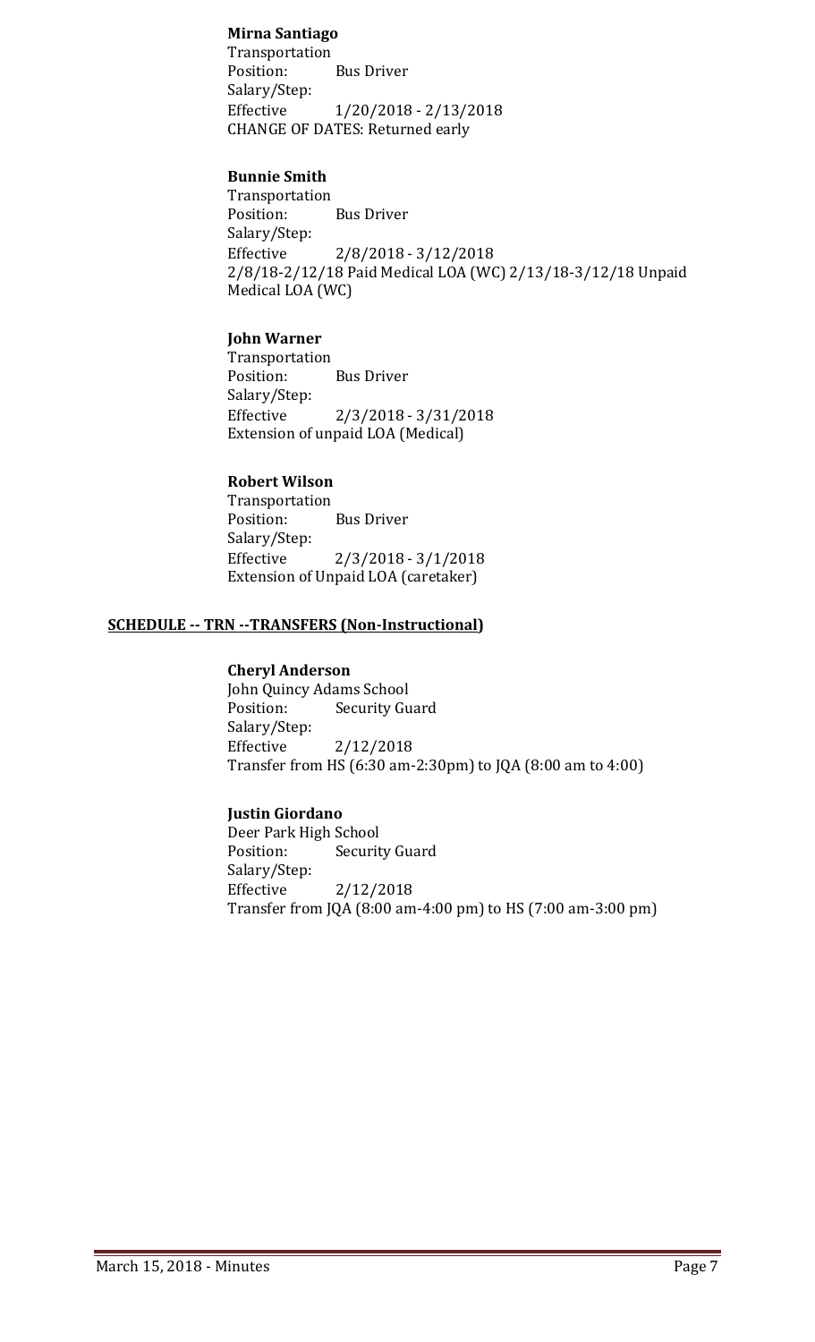**Mirna Santiago**
Transportation
Position: Bus Driver
Salary/Step:
Effective 1/20/2018 - 2/13/2018
CHANGE OF DATES: Returned early

**Bunnie Smith**
Transportation
Position: Bus Driver
Salary/Step:
Effective 2/8/2018 - 3/12/2018
2/8/18-2/12/18 Paid Medical LOA (WC) 2/13/18-3/12/18 Unpaid Medical LOA (WC)

**John Warner**
Transportation
Position: Bus Driver
Salary/Step:
Effective 2/3/2018 - 3/31/2018
Extension of unpaid LOA (Medical)

**Robert Wilson**
Transportation
Position: Bus Driver
Salary/Step:
Effective 2/3/2018 - 3/1/2018
Extension of Unpaid LOA (caretaker)

**SCHEDULE -- TRN --TRANSFERS (Non-Instructional)**

**Cheryl Anderson**
John Quincy Adams School
Position: Security Guard
Salary/Step:
Effective 2/12/2018
Transfer from HS (6:30 am-2:30pm) to JQA (8:00 am to 4:00)

**Justin Giordano**
Deer Park High School
Position: Security Guard
Salary/Step:
Effective 2/12/2018
Transfer from JQA (8:00 am-4:00 pm) to HS (7:00 am-3:00 pm)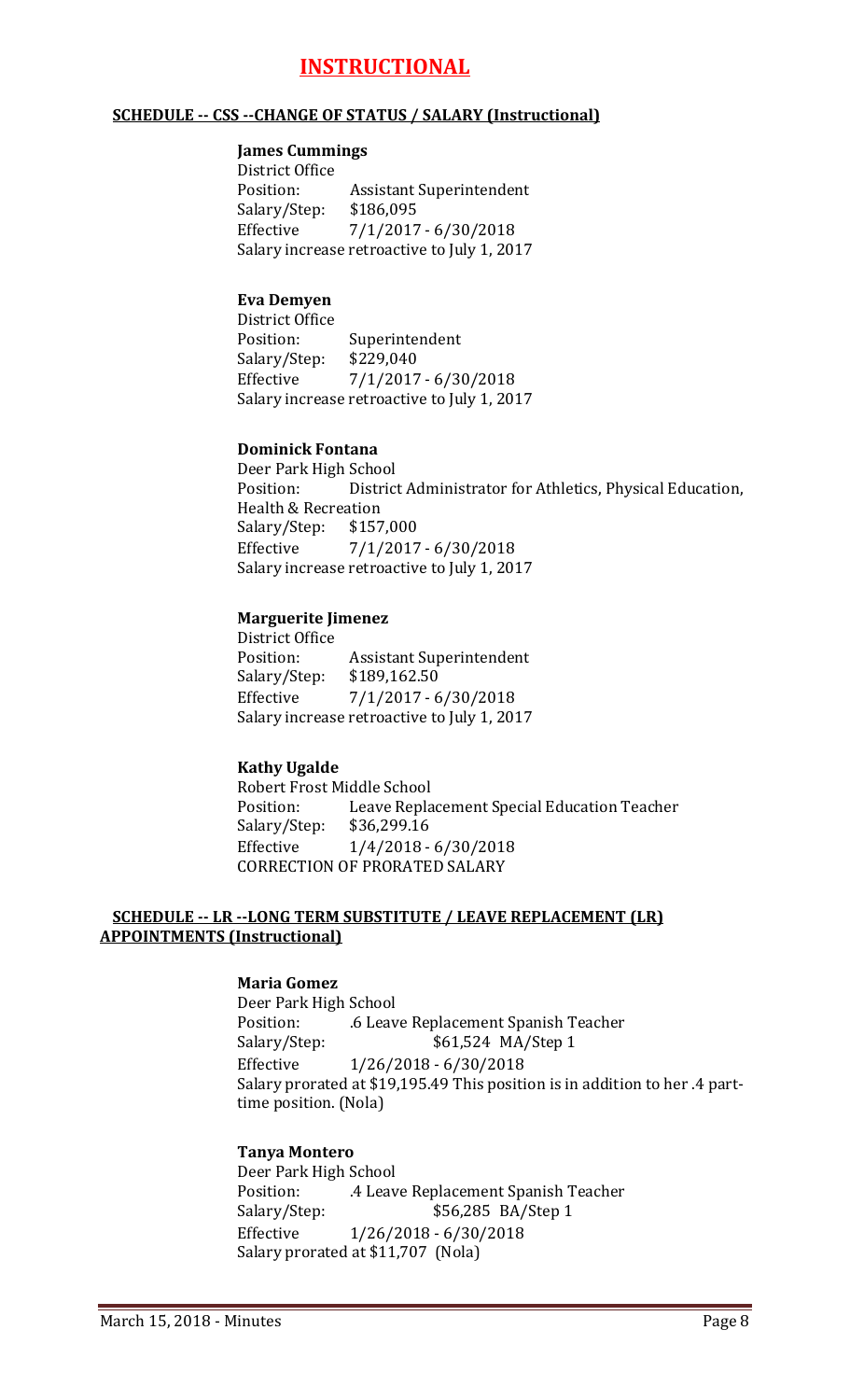# INSTRUCTIONAL

**SCHEDULE -- CSS --CHANGE OF STATUS / SALARY (Instructional)**

**James Cummings**
District Office
Position: Assistant Superintendent
Salary/Step: $186,095
Effective 7/1/2017 - 6/30/2018
Salary increase retroactive to July 1, 2017

**Eva Demyen**
District Office
Position: Superintendent
Salary/Step: $229,040
Effective 7/1/2017 - 6/30/2018
Salary increase retroactive to July 1, 2017

**Dominick Fontana**
Deer Park High School
Position: District Administrator for Athletics, Physical Education, Health & Recreation
Salary/Step: $157,000
Effective 7/1/2017 - 6/30/2018
Salary increase retroactive to July 1, 2017

**Marguerite Jimenez**
District Office
Position: Assistant Superintendent
Salary/Step: $189,162.50
Effective 7/1/2017 - 6/30/2018
Salary increase retroactive to July 1, 2017

**Kathy Ugalde**
Robert Frost Middle School
Position: Leave Replacement Special Education Teacher
Salary/Step: $36,299.16
Effective 1/4/2018 - 6/30/2018
CORRECTION OF PRORATED SALARY

**SCHEDULE -- LR --LONG TERM SUBSTITUTE / LEAVE REPLACEMENT (LR) APPOINTMENTS (Instructional)**

**Maria Gomez**
Deer Park High School
Position: .6 Leave Replacement Spanish Teacher
Salary/Step: $61,524 MA/Step 1
Effective 1/26/2018 - 6/30/2018
Salary prorated at $19,195.49 This position is in addition to her .4 part-time position. (Nola)

**Tanya Montero**
Deer Park High School
Position: .4 Leave Replacement Spanish Teacher
Salary/Step: $56,285 BA/Step 1
Effective 1/26/2018 - 6/30/2018
Salary prorated at $11,707 (Nola)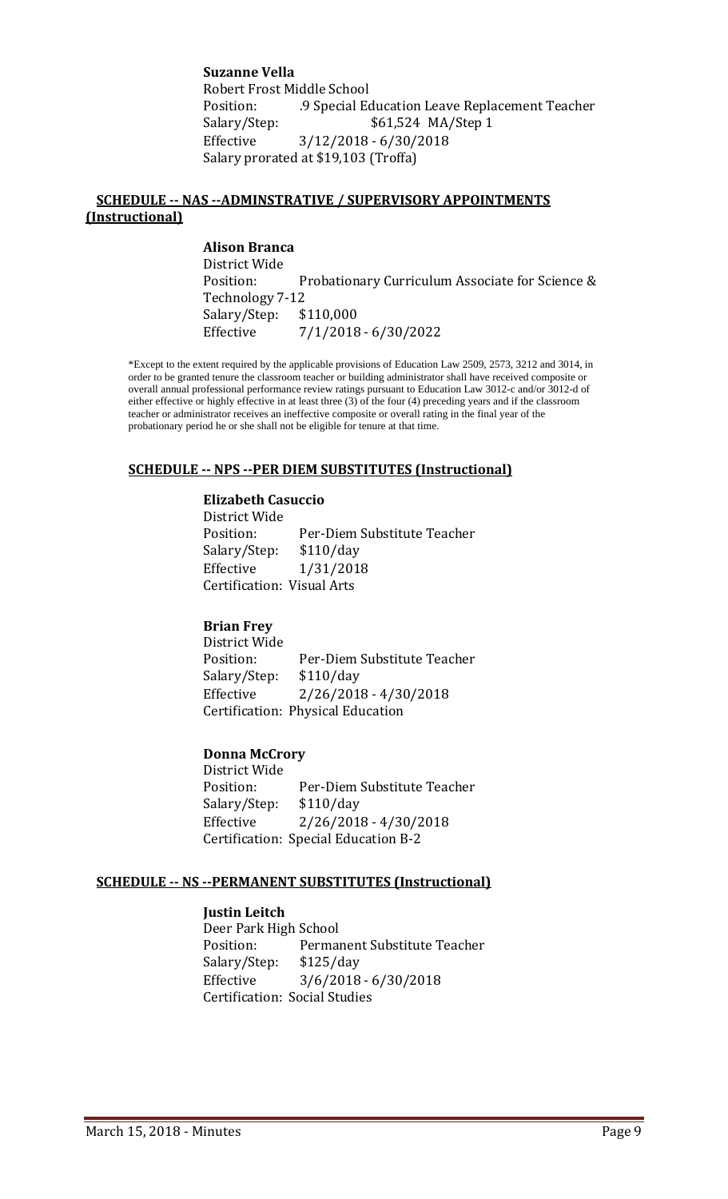**Suzanne Vella**
Robert Frost Middle School
Position: .9 Special Education Leave Replacement Teacher
Salary/Step: $61,524 MA/Step 1
Effective 3/12/2018 - 6/30/2018
Salary prorated at $19,103 (Troffa)

## SCHEDULE -- NAS --ADMINSTRATIVE / SUPERVISORY APPOINTMENTS (Instructional)

**Alison Branca**
District Wide
Position: Probationary Curriculum Associate for Science & Technology 7-12
Salary/Step: $110,000
Effective 7/1/2018 - 6/30/2022

*Except to the extent required by the applicable provisions of Education Law 2509, 2573, 3212 and 3014, in order to be granted tenure the classroom teacher or building administrator shall have received composite or overall annual professional performance review ratings pursuant to Education Law 3012-c and/or 3012-d of either effective or highly effective in at least three (3) of the four (4) preceding years and if the classroom teacher or administrator receives an ineffective composite or overall rating in the final year of the probationary period he or she shall not be eligible for tenure at that time.

## SCHEDULE -- NPS --PER DIEM SUBSTITUTES (Instructional)

**Elizabeth Casuccio**
District Wide
Position: Per-Diem Substitute Teacher
Salary/Step: $110/day
Effective 1/31/2018
Certification: Visual Arts

**Brian Frey**
District Wide
Position: Per-Diem Substitute Teacher
Salary/Step: $110/day
Effective 2/26/2018 - 4/30/2018
Certification: Physical Education

**Donna McCrory**
District Wide
Position: Per-Diem Substitute Teacher
Salary/Step: $110/day
Effective 2/26/2018 - 4/30/2018
Certification: Special Education B-2

## SCHEDULE -- NS --PERMANENT SUBSTITUTES (Instructional)

**Justin Leitch**
Deer Park High School
Position: Permanent Substitute Teacher
Salary/Step: $125/day
Effective 3/6/2018 - 6/30/2018
Certification: Social Studies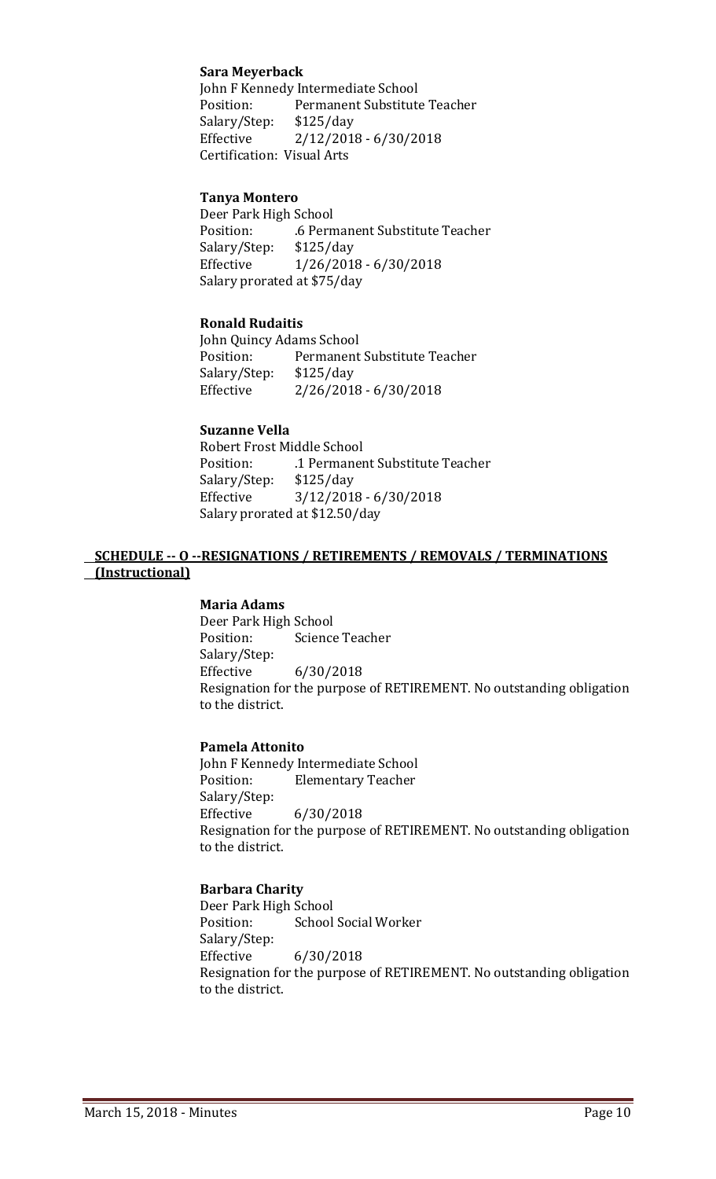**Sara Meyerback**
John F Kennedy Intermediate School
Position: Permanent Substitute Teacher
Salary/Step: $125/day
Effective 2/12/2018 - 6/30/2018
Certification: Visual Arts

**Tanya Montero**
Deer Park High School
Position: .6 Permanent Substitute Teacher
Salary/Step: $125/day
Effective 1/26/2018 - 6/30/2018
Salary prorated at $75/day

**Ronald Rudaitis**
John Quincy Adams School
Position: Permanent Substitute Teacher
Salary/Step: $125/day
Effective 2/26/2018 - 6/30/2018

**Suzanne Vella**
Robert Frost Middle School
Position: .1 Permanent Substitute Teacher
Salary/Step: $125/day
Effective 3/12/2018 - 6/30/2018
Salary prorated at $12.50/day

**SCHEDULE -- O --RESIGNATIONS / RETIREMENTS / REMOVALS / TERMINATIONS (Instructional)**

**Maria Adams**
Deer Park High School
Position: Science Teacher
Salary/Step:
Effective 6/30/2018
Resignation for the purpose of RETIREMENT. No outstanding obligation to the district.

**Pamela Attonito**
John F Kennedy Intermediate School
Position: Elementary Teacher
Salary/Step:
Effective 6/30/2018
Resignation for the purpose of RETIREMENT. No outstanding obligation to the district.

**Barbara Charity**
Deer Park High School
Position: School Social Worker
Salary/Step:
Effective 6/30/2018
Resignation for the purpose of RETIREMENT. No outstanding obligation to the district.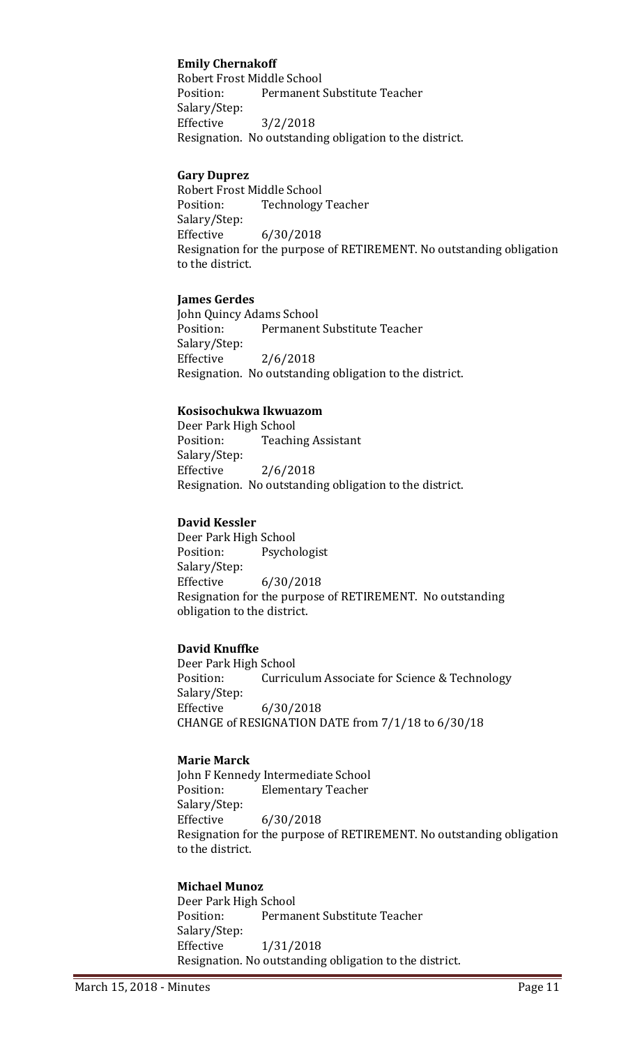**Emily Chernakoff**
Robert Frost Middle School
Position: Permanent Substitute Teacher
Salary/Step:
Effective 3/2/2018
Resignation. No outstanding obligation to the district.

**Gary Duprez**
Robert Frost Middle School
Position: Technology Teacher
Salary/Step:
Effective 6/30/2018
Resignation for the purpose of RETIREMENT. No outstanding obligation to the district.

**James Gerdes**
John Quincy Adams School
Position: Permanent Substitute Teacher
Salary/Step:
Effective 2/6/2018
Resignation. No outstanding obligation to the district.

**Kosisochukwa Ikwuazom**
Deer Park High School
Position: Teaching Assistant
Salary/Step:
Effective 2/6/2018
Resignation. No outstanding obligation to the district.

**David Kessler**
Deer Park High School
Position: Psychologist
Salary/Step:
Effective 6/30/2018
Resignation for the purpose of RETIREMENT. No outstanding obligation to the district.

**David Knuffke**
Deer Park High School
Position: Curriculum Associate for Science & Technology
Salary/Step:
Effective 6/30/2018
CHANGE of RESIGNATION DATE from 7/1/18 to 6/30/18

**Marie Marck**
John F Kennedy Intermediate School
Position: Elementary Teacher
Salary/Step:
Effective 6/30/2018
Resignation for the purpose of RETIREMENT. No outstanding obligation to the district.

**Michael Munoz**
Deer Park High School
Position: Permanent Substitute Teacher
Salary/Step:
Effective 1/31/2018
Resignation. No outstanding obligation to the district.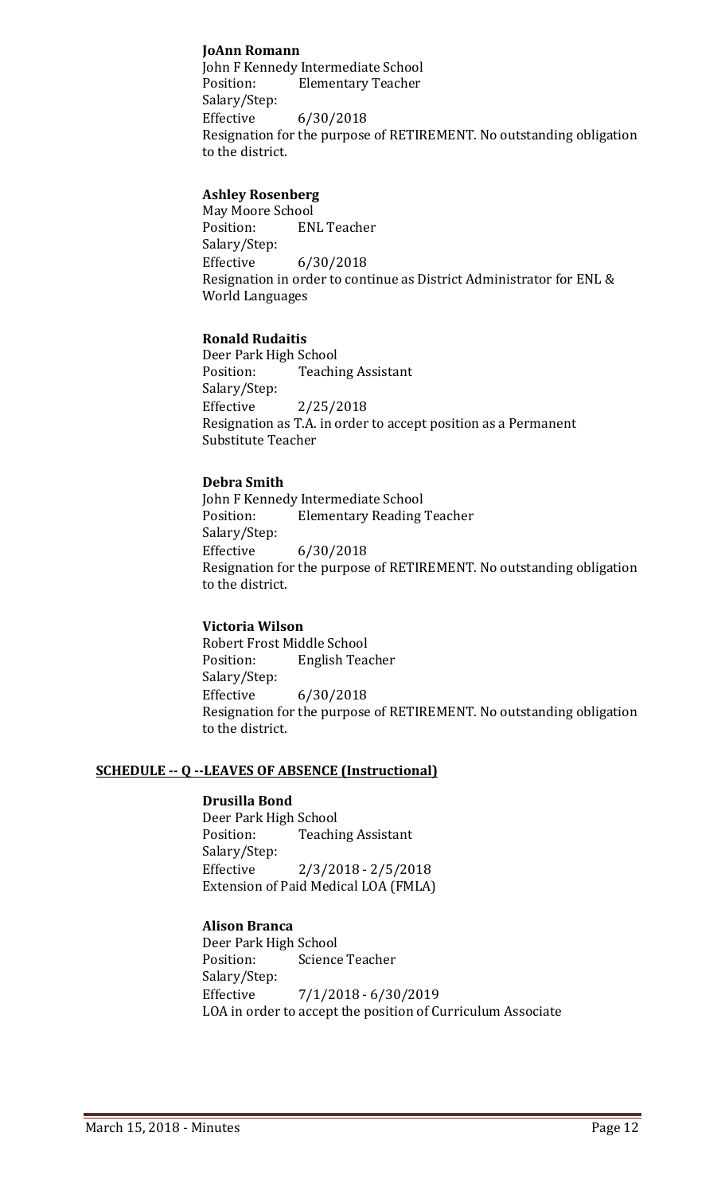**JoAnn Romann**
John F Kennedy Intermediate School
Position: Elementary Teacher
Salary/Step:
Effective 6/30/2018
Resignation for the purpose of RETIREMENT. No outstanding obligation to the district.

**Ashley Rosenberg**
May Moore School
Position: ENL Teacher
Salary/Step:
Effective 6/30/2018
Resignation in order to continue as District Administrator for ENL & World Languages

**Ronald Rudaitis**
Deer Park High School
Position: Teaching Assistant
Salary/Step:
Effective 2/25/2018
Resignation as T.A. in order to accept position as a Permanent Substitute Teacher

**Debra Smith**
John F Kennedy Intermediate School
Position: Elementary Reading Teacher
Salary/Step:
Effective 6/30/2018
Resignation for the purpose of RETIREMENT. No outstanding obligation to the district.

**Victoria Wilson**
Robert Frost Middle School
Position: English Teacher
Salary/Step:
Effective 6/30/2018
Resignation for the purpose of RETIREMENT. No outstanding obligation to the district.

## SCHEDULE -- Q --LEAVES OF ABSENCE (Instructional)

**Drusilla Bond**
Deer Park High School
Position: Teaching Assistant
Salary/Step:
Effective 2/3/2018 - 2/5/2018
Extension of Paid Medical LOA (FMLA)

**Alison Branca**
Deer Park High School
Position: Science Teacher
Salary/Step:
Effective 7/1/2018 - 6/30/2019
LOA in order to accept the position of Curriculum Associate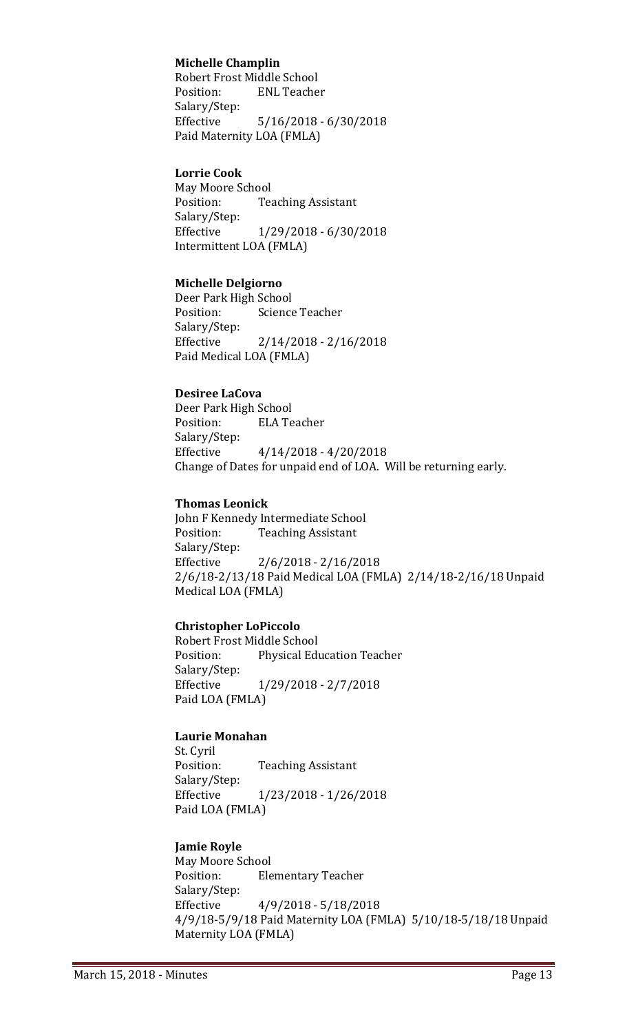**Michelle Champlin**
Robert Frost Middle School
Position: ENL Teacher
Salary/Step:
Effective 5/16/2018 - 6/30/2018
Paid Maternity LOA (FMLA)

**Lorrie Cook**
May Moore School
Position: Teaching Assistant
Salary/Step:
Effective 1/29/2018 - 6/30/2018
Intermittent LOA (FMLA)

**Michelle Delgiorno**
Deer Park High School
Position: Science Teacher
Salary/Step:
Effective 2/14/2018 - 2/16/2018
Paid Medical LOA (FMLA)

**Desiree LaCova**
Deer Park High School
Position: ELA Teacher
Salary/Step:
Effective 4/14/2018 - 4/20/2018
Change of Dates for unpaid end of LOA. Will be returning early.

**Thomas Leonick**
John F Kennedy Intermediate School
Position: Teaching Assistant
Salary/Step:
Effective 2/6/2018 - 2/16/2018
2/6/18-2/13/18 Paid Medical LOA (FMLA) 2/14/18-2/16/18 Unpaid Medical LOA (FMLA)

**Christopher LoPiccolo**
Robert Frost Middle School
Position: Physical Education Teacher
Salary/Step:
Effective 1/29/2018 - 2/7/2018
Paid LOA (FMLA)

**Laurie Monahan**
St. Cyril
Position: Teaching Assistant
Salary/Step:
Effective 1/23/2018 - 1/26/2018
Paid LOA (FMLA)

**Jamie Royle**
May Moore School
Position: Elementary Teacher
Salary/Step:
Effective 4/9/2018 - 5/18/2018
4/9/18-5/9/18 Paid Maternity LOA (FMLA) 5/10/18-5/18/18 Unpaid Maternity LOA (FMLA)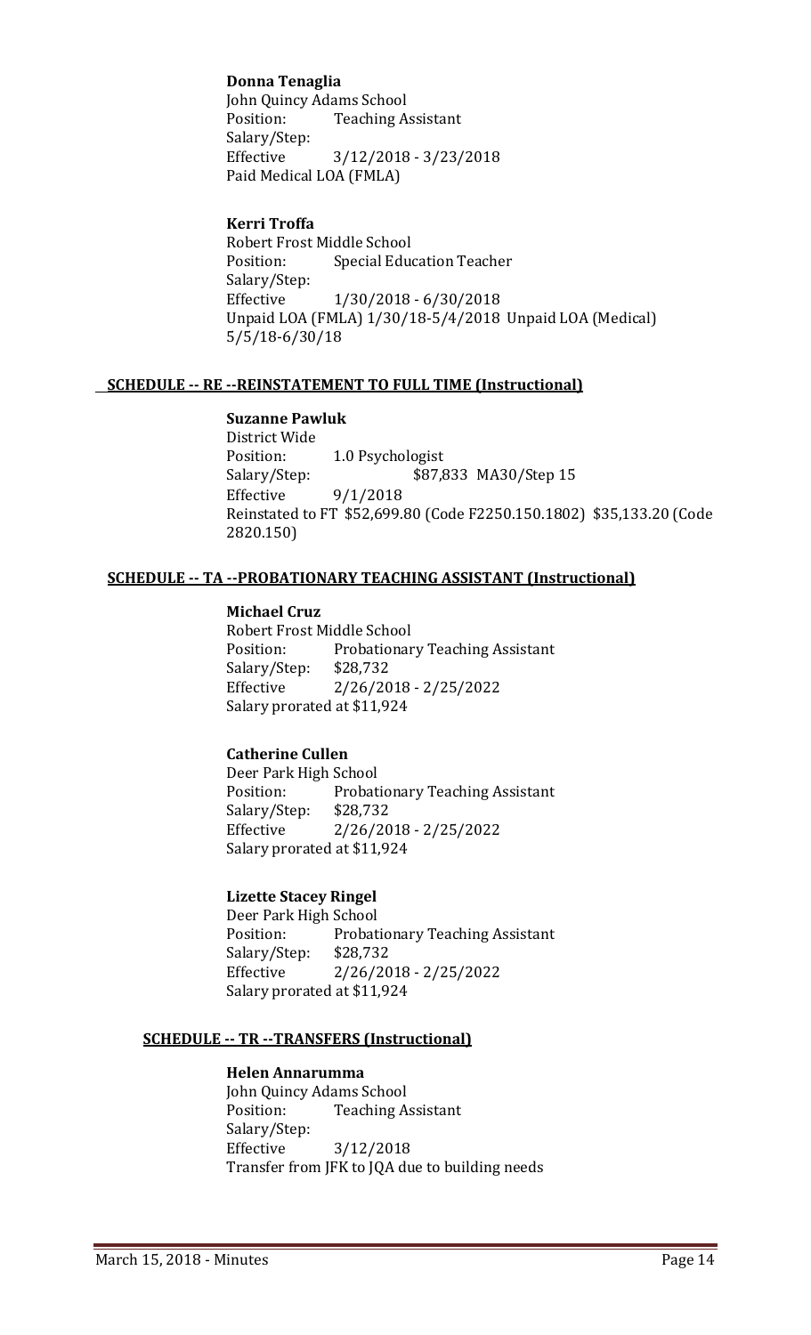**Donna Tenaglia**
John Quincy Adams School
Position: Teaching Assistant
Salary/Step:
Effective 3/12/2018 - 3/23/2018
Paid Medical LOA (FMLA)

**Kerri Troffa**
Robert Frost Middle School
Position: Special Education Teacher
Salary/Step:
Effective 1/30/2018 - 6/30/2018
Unpaid LOA (FMLA) 1/30/18-5/4/2018 Unpaid LOA (Medical) 5/5/18-6/30/18

**SCHEDULE -- RE --REINSTATEMENT TO FULL TIME (Instructional)**

**Suzanne Pawluk**
District Wide
Position: 1.0 Psychologist
Salary/Step: $87,833 MA30/Step 15
Effective 9/1/2018
Reinstated to FT $52,699.80 (Code F2250.150.1802) $35,133.20 (Code 2820.150)

**SCHEDULE -- TA --PROBATIONARY TEACHING ASSISTANT (Instructional)**

**Michael Cruz**
Robert Frost Middle School
Position: Probationary Teaching Assistant
Salary/Step: $28,732
Effective 2/26/2018 - 2/25/2022
Salary prorated at $11,924

**Catherine Cullen**
Deer Park High School
Position: Probationary Teaching Assistant
Salary/Step: $28,732
Effective 2/26/2018 - 2/25/2022
Salary prorated at $11,924

**Lizette Stacey Ringel**
Deer Park High School
Position: Probationary Teaching Assistant
Salary/Step: $28,732
Effective 2/26/2018 - 2/25/2022
Salary prorated at $11,924

**SCHEDULE -- TR --TRANSFERS (Instructional)**

**Helen Annarumma**
John Quincy Adams School
Position: Teaching Assistant
Salary/Step:
Effective 3/12/2018
Transfer from JFK to JQA due to building needs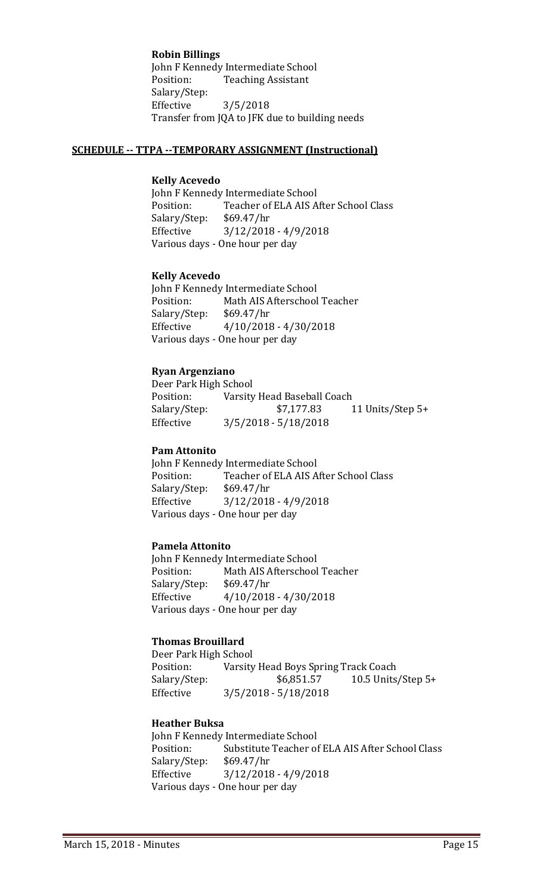**Robin Billings**
John F Kennedy Intermediate School
Position: Teaching Assistant
Salary/Step:
Effective 3/5/2018
Transfer from JQA to JFK due to building needs

**SCHEDULE -- TTPA --TEMPORARY ASSIGNMENT (Instructional)**

**Kelly Acevedo**
John F Kennedy Intermediate School
Position: Teacher of ELA AIS After School Class
Salary/Step: $69.47/hr
Effective 3/12/2018 - 4/9/2018
Various days - One hour per day

**Kelly Acevedo**
John F Kennedy Intermediate School
Position: Math AIS Afterschool Teacher
Salary/Step: $69.47/hr
Effective 4/10/2018 - 4/30/2018
Various days - One hour per day

**Ryan Argenziano**
Deer Park High School
Position: Varsity Head Baseball Coach
Salary/Step: $7,177.83 11 Units/Step 5+
Effective 3/5/2018 - 5/18/2018

**Pam Attonito**
John F Kennedy Intermediate School
Position: Teacher of ELA AIS After School Class
Salary/Step: $69.47/hr
Effective 3/12/2018 - 4/9/2018
Various days - One hour per day

**Pamela Attonito**
John F Kennedy Intermediate School
Position: Math AIS Afterschool Teacher
Salary/Step: $69.47/hr
Effective 4/10/2018 - 4/30/2018
Various days - One hour per day

**Thomas Brouillard**
Deer Park High School
Position: Varsity Head Boys Spring Track Coach
Salary/Step: $6,851.57 10.5 Units/Step 5+
Effective 3/5/2018 - 5/18/2018

**Heather Buksa**
John F Kennedy Intermediate School
Position: Substitute Teacher of ELA AIS After School Class
Salary/Step: $69.47/hr
Effective 3/12/2018 - 4/9/2018
Various days - One hour per day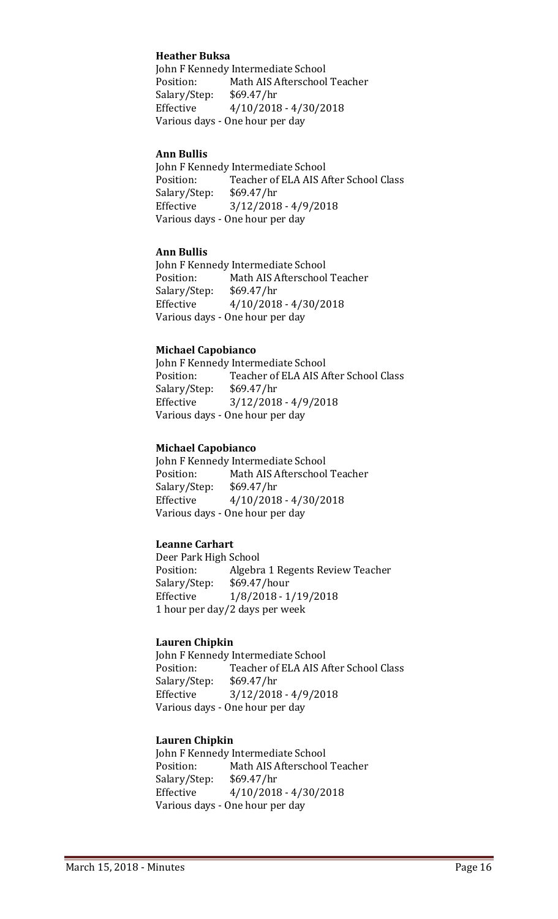**Heather Buksa**
John F Kennedy Intermediate School
Position: Math AIS Afterschool Teacher
Salary/Step: $69.47/hr
Effective 4/10/2018 - 4/30/2018
Various days - One hour per day

**Ann Bullis**
John F Kennedy Intermediate School
Position: Teacher of ELA AIS After School Class
Salary/Step: $69.47/hr
Effective 3/12/2018 - 4/9/2018
Various days - One hour per day

**Ann Bullis**
John F Kennedy Intermediate School
Position: Math AIS Afterschool Teacher
Salary/Step: $69.47/hr
Effective 4/10/2018 - 4/30/2018
Various days - One hour per day

**Michael Capobianco**
John F Kennedy Intermediate School
Position: Teacher of ELA AIS After School Class
Salary/Step: $69.47/hr
Effective 3/12/2018 - 4/9/2018
Various days - One hour per day

**Michael Capobianco**
John F Kennedy Intermediate School
Position: Math AIS Afterschool Teacher
Salary/Step: $69.47/hr
Effective 4/10/2018 - 4/30/2018
Various days - One hour per day

**Leanne Carhart**
Deer Park High School
Position: Algebra 1 Regents Review Teacher
Salary/Step: $69.47/hour
Effective 1/8/2018 - 1/19/2018
1 hour per day/2 days per week

**Lauren Chipkin**
John F Kennedy Intermediate School
Position: Teacher of ELA AIS After School Class
Salary/Step: $69.47/hr
Effective 3/12/2018 - 4/9/2018
Various days - One hour per day

**Lauren Chipkin**
John F Kennedy Intermediate School
Position: Math AIS Afterschool Teacher
Salary/Step: $69.47/hr
Effective 4/10/2018 - 4/30/2018
Various days - One hour per day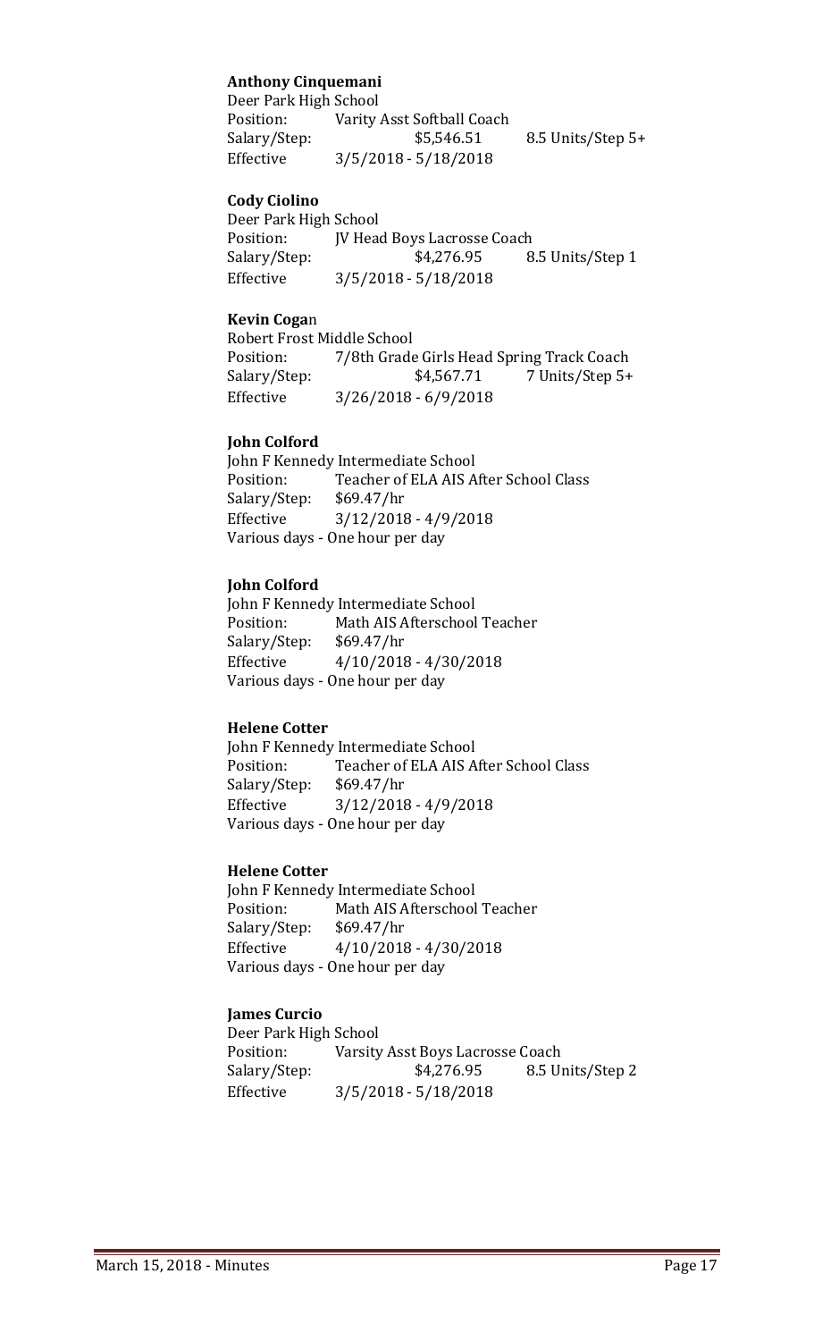**Anthony Cinquemani**
Deer Park High School
Position: Varity Asst Softball Coach
Salary/Step: $5,546.51 8.5 Units/Step 5+
Effective 3/5/2018 - 5/18/2018

**Cody Ciolino**
Deer Park High School
Position: JV Head Boys Lacrosse Coach
Salary/Step: $4,276.95 8.5 Units/Step 1
Effective 3/5/2018 - 5/18/2018

**Kevin Cogan**
Robert Frost Middle School
Position: 7/8th Grade Girls Head Spring Track Coach
Salary/Step: $4,567.71 7 Units/Step 5+
Effective 3/26/2018 - 6/9/2018

**John Colford**
John F Kennedy Intermediate School
Position: Teacher of ELA AIS After School Class
Salary/Step: $69.47/hr
Effective 3/12/2018 - 4/9/2018
Various days - One hour per day

**John Colford**
John F Kennedy Intermediate School
Position: Math AIS Afterschool Teacher
Salary/Step: $69.47/hr
Effective 4/10/2018 - 4/30/2018
Various days - One hour per day

**Helene Cotter**
John F Kennedy Intermediate School
Position: Teacher of ELA AIS After School Class
Salary/Step: $69.47/hr
Effective 3/12/2018 - 4/9/2018
Various days - One hour per day

**Helene Cotter**
John F Kennedy Intermediate School
Position: Math AIS Afterschool Teacher
Salary/Step: $69.47/hr
Effective 4/10/2018 - 4/30/2018
Various days - One hour per day

**James Curcio**
Deer Park High School
Position: Varsity Asst Boys Lacrosse Coach
Salary/Step: $4,276.95 8.5 Units/Step 2
Effective 3/5/2018 - 5/18/2018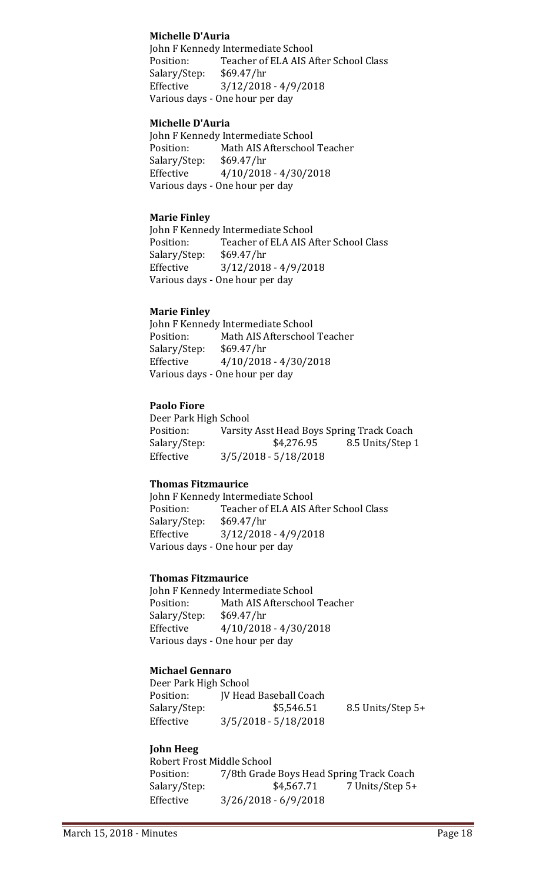**Michelle D'Auria**
John F Kennedy Intermediate School
Position: Teacher of ELA AIS After School Class
Salary/Step: $69.47/hr
Effective 3/12/2018 - 4/9/2018
Various days - One hour per day

**Michelle D'Auria**
John F Kennedy Intermediate School
Position: Math AIS Afterschool Teacher
Salary/Step: $69.47/hr
Effective 4/10/2018 - 4/30/2018
Various days - One hour per day

**Marie Finley**
John F Kennedy Intermediate School
Position: Teacher of ELA AIS After School Class
Salary/Step: $69.47/hr
Effective 3/12/2018 - 4/9/2018
Various days - One hour per day

**Marie Finley**
John F Kennedy Intermediate School
Position: Math AIS Afterschool Teacher
Salary/Step: $69.47/hr
Effective 4/10/2018 - 4/30/2018
Various days - One hour per day

**Paolo Fiore**
Deer Park High School
Position: Varsity Asst Head Boys Spring Track Coach
Salary/Step: $4,276.95 8.5 Units/Step 1
Effective 3/5/2018 - 5/18/2018

**Thomas Fitzmaurice**
John F Kennedy Intermediate School
Position: Teacher of ELA AIS After School Class
Salary/Step: $69.47/hr
Effective 3/12/2018 - 4/9/2018
Various days - One hour per day

**Thomas Fitzmaurice**
John F Kennedy Intermediate School
Position: Math AIS Afterschool Teacher
Salary/Step: $69.47/hr
Effective 4/10/2018 - 4/30/2018
Various days - One hour per day

**Michael Gennaro**
Deer Park High School
Position: JV Head Baseball Coach
Salary/Step: $5,546.51 8.5 Units/Step 5+
Effective 3/5/2018 - 5/18/2018

**John Heeg**
Robert Frost Middle School
Position: 7/8th Grade Boys Head Spring Track Coach
Salary/Step: $4,567.71 7 Units/Step 5+
Effective 3/26/2018 - 6/9/2018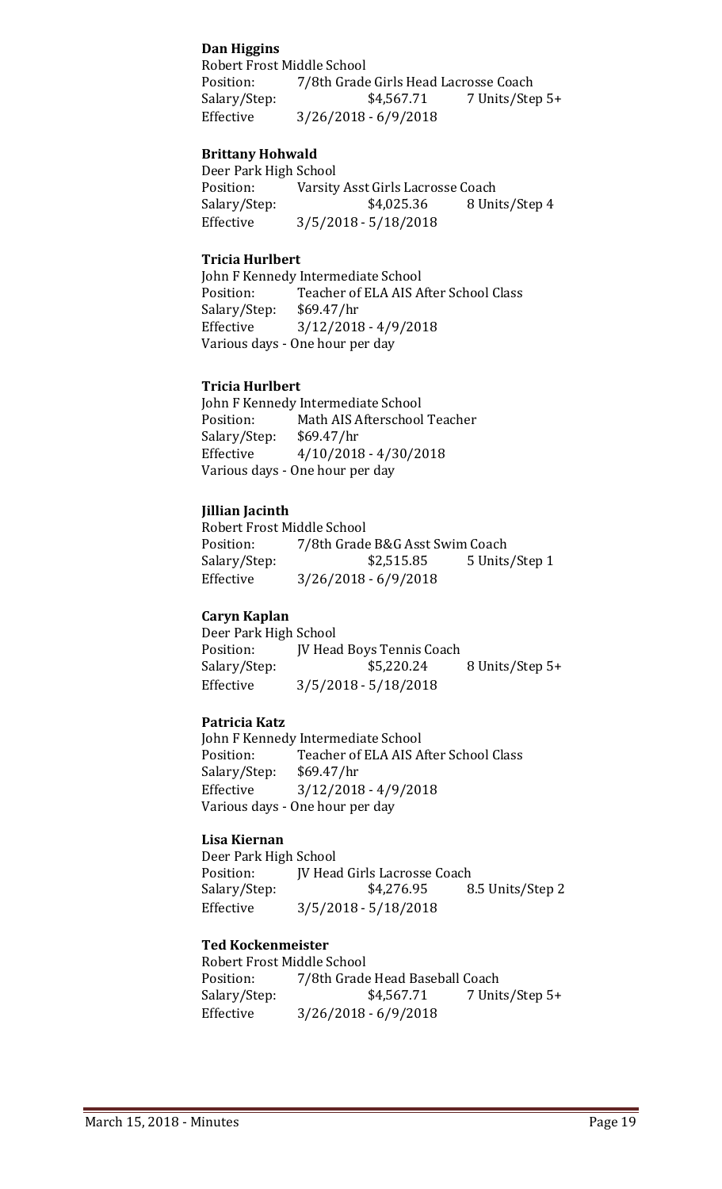**Dan Higgins**

Robert Frost Middle School
Position: 7/8th Grade Girls Head Lacrosse Coach
Salary/Step: $4,567.71 7 Units/Step 5+
Effective 3/26/2018 - 6/9/2018

**Brittany Hohwald**

Deer Park High School
Position: Varsity Asst Girls Lacrosse Coach
Salary/Step: $4,025.36 8 Units/Step 4
Effective 3/5/2018 - 5/18/2018

**Tricia Hurlbert**

John F Kennedy Intermediate School
Position: Teacher of ELA AIS After School Class
Salary/Step: $69.47/hr
Effective 3/12/2018 - 4/9/2018
Various days - One hour per day

**Tricia Hurlbert**

John F Kennedy Intermediate School
Position: Math AIS Afterschool Teacher
Salary/Step: $69.47/hr
Effective 4/10/2018 - 4/30/2018
Various days - One hour per day

**Jillian Jacinth**

Robert Frost Middle School
Position: 7/8th Grade B&G Asst Swim Coach
Salary/Step: $2,515.85 5 Units/Step 1
Effective 3/26/2018 - 6/9/2018

**Caryn Kaplan**

Deer Park High School
Position: JV Head Boys Tennis Coach
Salary/Step: $5,220.24 8 Units/Step 5+
Effective 3/5/2018 - 5/18/2018

**Patricia Katz**

John F Kennedy Intermediate School
Position: Teacher of ELA AIS After School Class
Salary/Step: $69.47/hr
Effective 3/12/2018 - 4/9/2018
Various days - One hour per day

**Lisa Kiernan**

Deer Park High School
Position: JV Head Girls Lacrosse Coach
Salary/Step: $4,276.95 8.5 Units/Step 2
Effective 3/5/2018 - 5/18/2018

**Ted Kockenmeister**

Robert Frost Middle School
Position: 7/8th Grade Head Baseball Coach
Salary/Step: $4,567.71 7 Units/Step 5+
Effective 3/26/2018 - 6/9/2018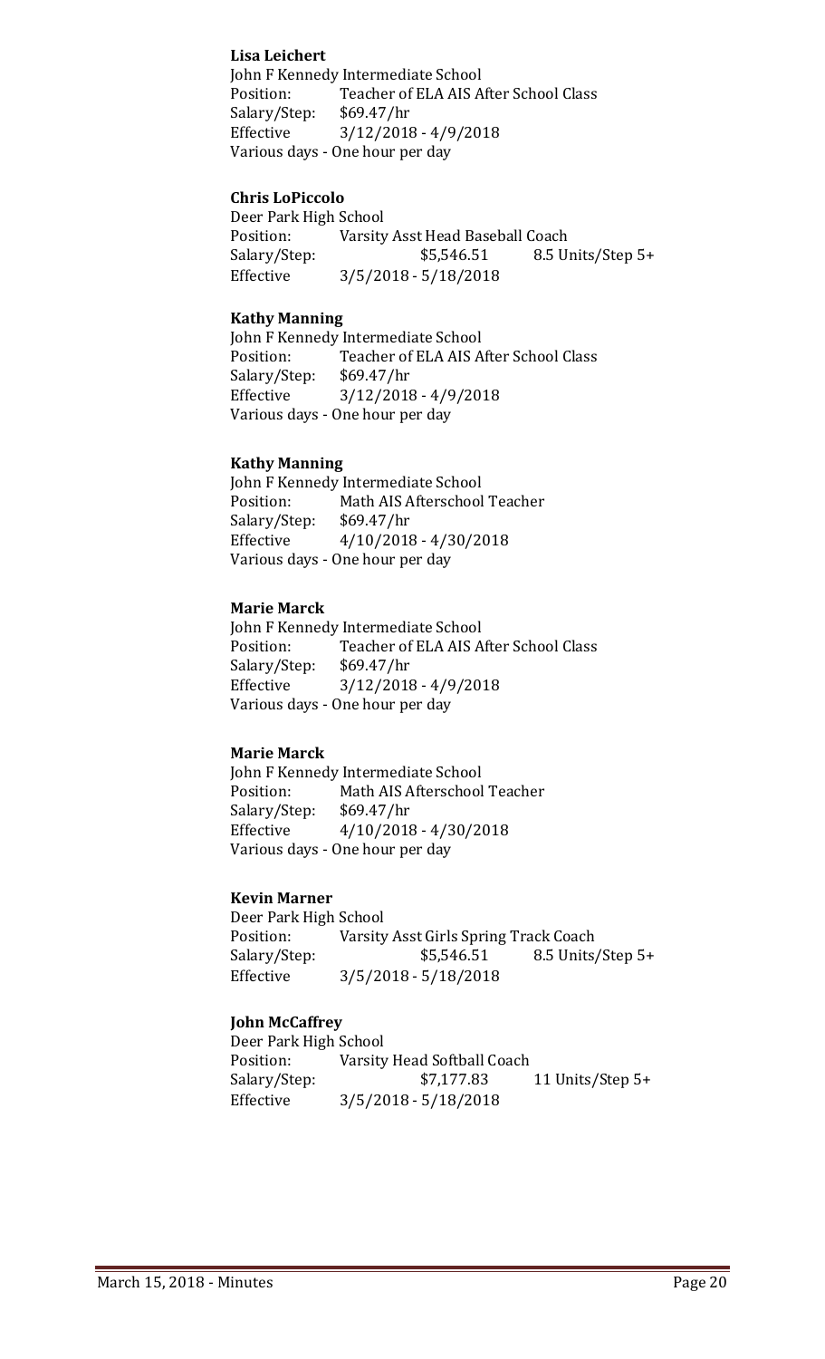**Lisa Leichert**
John F Kennedy Intermediate School
Position: Teacher of ELA AIS After School Class
Salary/Step: $69.47/hr
Effective 3/12/2018 - 4/9/2018
Various days - One hour per day

**Chris LoPiccolo**
Deer Park High School
Position: Varsity Asst Head Baseball Coach
Salary/Step: $5,546.51 8.5 Units/Step 5+
Effective 3/5/2018 - 5/18/2018

**Kathy Manning**
John F Kennedy Intermediate School
Position: Teacher of ELA AIS After School Class
Salary/Step: $69.47/hr
Effective 3/12/2018 - 4/9/2018
Various days - One hour per day

**Kathy Manning**
John F Kennedy Intermediate School
Position: Math AIS Afterschool Teacher
Salary/Step: $69.47/hr
Effective 4/10/2018 - 4/30/2018
Various days - One hour per day

**Marie Marck**
John F Kennedy Intermediate School
Position: Teacher of ELA AIS After School Class
Salary/Step: $69.47/hr
Effective 3/12/2018 - 4/9/2018
Various days - One hour per day

**Marie Marck**
John F Kennedy Intermediate School
Position: Math AIS Afterschool Teacher
Salary/Step: $69.47/hr
Effective 4/10/2018 - 4/30/2018
Various days - One hour per day

**Kevin Marner**
Deer Park High School
Position: Varsity Asst Girls Spring Track Coach
Salary/Step: $5,546.51 8.5 Units/Step 5+
Effective 3/5/2018 - 5/18/2018

**John McCaffrey**
Deer Park High School
Position: Varsity Head Softball Coach
Salary/Step: $7,177.83 11 Units/Step 5+
Effective 3/5/2018 - 5/18/2018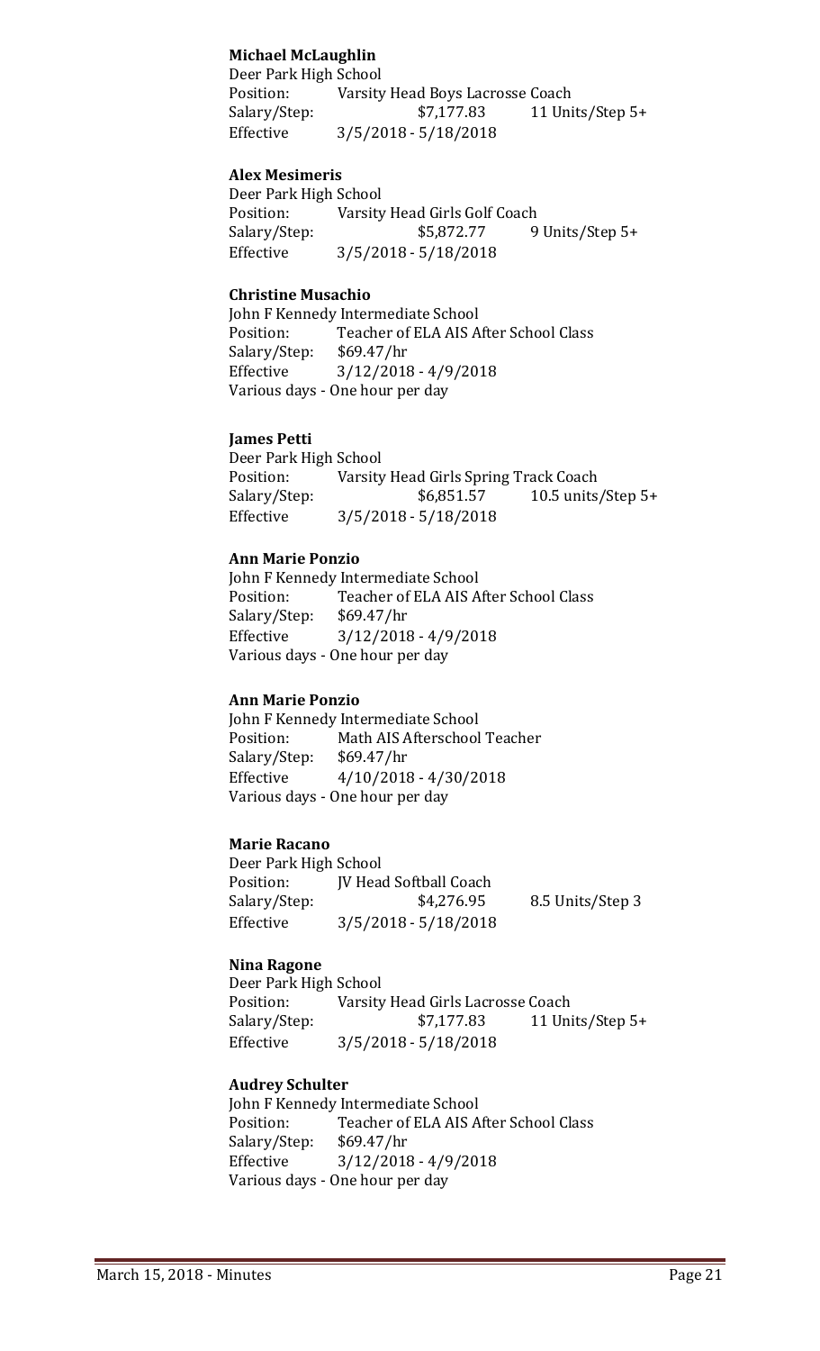**Michael McLaughlin**
Deer Park High School
Position: Varsity Head Boys Lacrosse Coach
Salary/Step: $7,177.83 11 Units/Step 5+
Effective 3/5/2018 - 5/18/2018

**Alex Mesimeris**
Deer Park High School
Position: Varsity Head Girls Golf Coach
Salary/Step: $5,872.77 9 Units/Step 5+
Effective 3/5/2018 - 5/18/2018

**Christine Musachio**
John F Kennedy Intermediate School
Position: Teacher of ELA AIS After School Class
Salary/Step: $69.47/hr
Effective 3/12/2018 - 4/9/2018
Various days - One hour per day

**James Petti**
Deer Park High School
Position: Varsity Head Girls Spring Track Coach
Salary/Step: $6,851.57 10.5 units/Step 5+
Effective 3/5/2018 - 5/18/2018

**Ann Marie Ponzio**
John F Kennedy Intermediate School
Position: Teacher of ELA AIS After School Class
Salary/Step: $69.47/hr
Effective 3/12/2018 - 4/9/2018
Various days - One hour per day

**Ann Marie Ponzio**
John F Kennedy Intermediate School
Position: Math AIS Afterschool Teacher
Salary/Step: $69.47/hr
Effective 4/10/2018 - 4/30/2018
Various days - One hour per day

**Marie Racano**
Deer Park High School
Position: JV Head Softball Coach
Salary/Step: $4,276.95 8.5 Units/Step 3
Effective 3/5/2018 - 5/18/2018

**Nina Ragone**
Deer Park High School
Position: Varsity Head Girls Lacrosse Coach
Salary/Step: $7,177.83 11 Units/Step 5+
Effective 3/5/2018 - 5/18/2018

**Audrey Schulter**
John F Kennedy Intermediate School
Position: Teacher of ELA AIS After School Class
Salary/Step: $69.47/hr
Effective 3/12/2018 - 4/9/2018
Various days - One hour per day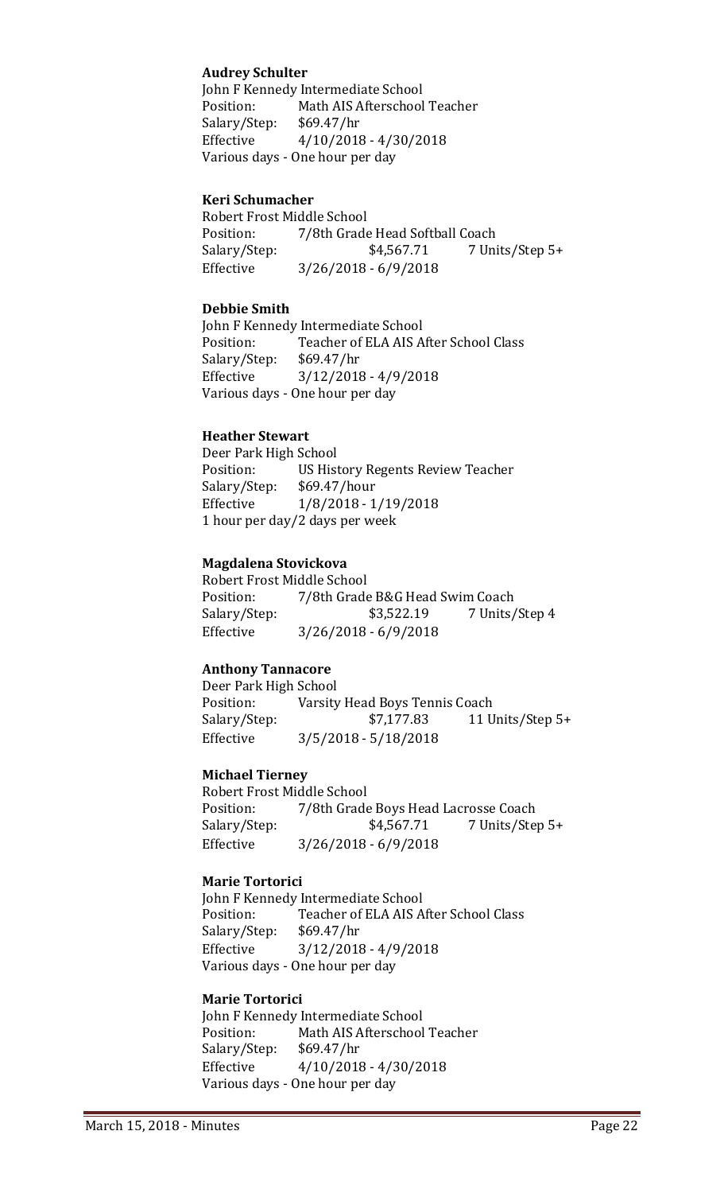**Audrey Schulter**
John F Kennedy Intermediate School
Position: Math AIS Afterschool Teacher
Salary/Step: $69.47/hr
Effective 4/10/2018 - 4/30/2018
Various days - One hour per day

**Keri Schumacher**
Robert Frost Middle School
Position: 7/8th Grade Head Softball Coach
Salary/Step: $4,567.71 7 Units/Step 5+
Effective 3/26/2018 - 6/9/2018

**Debbie Smith**
John F Kennedy Intermediate School
Position: Teacher of ELA AIS After School Class
Salary/Step: $69.47/hr
Effective 3/12/2018 - 4/9/2018
Various days - One hour per day

**Heather Stewart**
Deer Park High School
Position: US History Regents Review Teacher
Salary/Step: $69.47/hour
Effective 1/8/2018 - 1/19/2018
1 hour per day/2 days per week

**Magdalena Stovickova**
Robert Frost Middle School
Position: 7/8th Grade B&G Head Swim Coach
Salary/Step: $3,522.19 7 Units/Step 4
Effective 3/26/2018 - 6/9/2018

**Anthony Tannacore**
Deer Park High School
Position: Varsity Head Boys Tennis Coach
Salary/Step: $7,177.83 11 Units/Step 5+
Effective 3/5/2018 - 5/18/2018

**Michael Tierney**
Robert Frost Middle School
Position: 7/8th Grade Boys Head Lacrosse Coach
Salary/Step: $4,567.71 7 Units/Step 5+
Effective 3/26/2018 - 6/9/2018

**Marie Tortorici**
John F Kennedy Intermediate School
Position: Teacher of ELA AIS After School Class
Salary/Step: $69.47/hr
Effective 3/12/2018 - 4/9/2018
Various days - One hour per day

**Marie Tortorici**
John F Kennedy Intermediate School
Position: Math AIS Afterschool Teacher
Salary/Step: $69.47/hr
Effective 4/10/2018 - 4/30/2018
Various days - One hour per day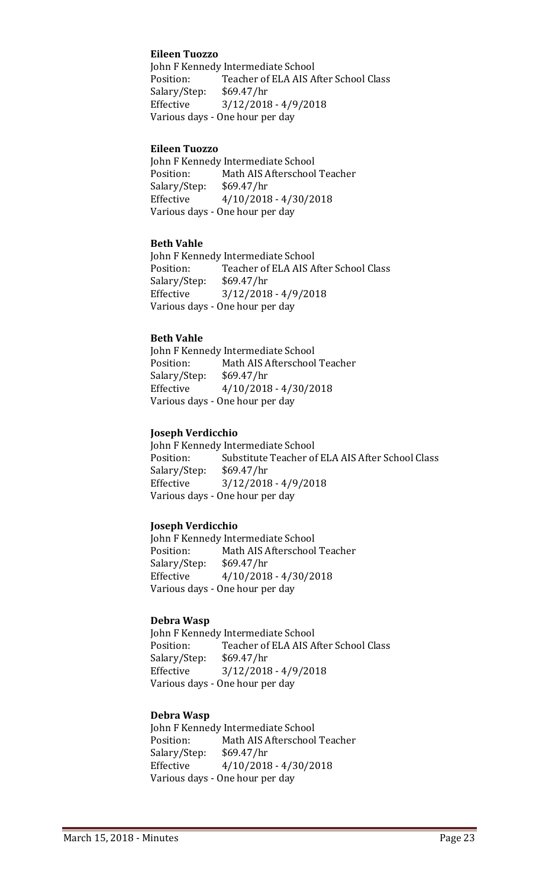**Eileen Tuozzo**

John F Kennedy Intermediate School
Position: Teacher of ELA AIS After School Class
Salary/Step: $69.47/hr
Effective 3/12/2018 - 4/9/2018
Various days - One hour per day

**Eileen Tuozzo**

John F Kennedy Intermediate School
Position: Math AIS Afterschool Teacher
Salary/Step: $69.47/hr
Effective 4/10/2018 - 4/30/2018
Various days - One hour per day

**Beth Vahle**

John F Kennedy Intermediate School
Position: Teacher of ELA AIS After School Class
Salary/Step: $69.47/hr
Effective 3/12/2018 - 4/9/2018
Various days - One hour per day

**Beth Vahle**

John F Kennedy Intermediate School
Position: Math AIS Afterschool Teacher
Salary/Step: $69.47/hr
Effective 4/10/2018 - 4/30/2018
Various days - One hour per day

**Joseph Verdicchio**

John F Kennedy Intermediate School
Position: Substitute Teacher of ELA AIS After School Class
Salary/Step: $69.47/hr
Effective 3/12/2018 - 4/9/2018
Various days - One hour per day

**Joseph Verdicchio**

John F Kennedy Intermediate School
Position: Math AIS Afterschool Teacher
Salary/Step: $69.47/hr
Effective 4/10/2018 - 4/30/2018
Various days - One hour per day

**Debra Wasp**

John F Kennedy Intermediate School
Position: Teacher of ELA AIS After School Class
Salary/Step: $69.47/hr
Effective 3/12/2018 - 4/9/2018
Various days - One hour per day

**Debra Wasp**

John F Kennedy Intermediate School
Position: Math AIS Afterschool Teacher
Salary/Step: $69.47/hr
Effective 4/10/2018 - 4/30/2018
Various days - One hour per day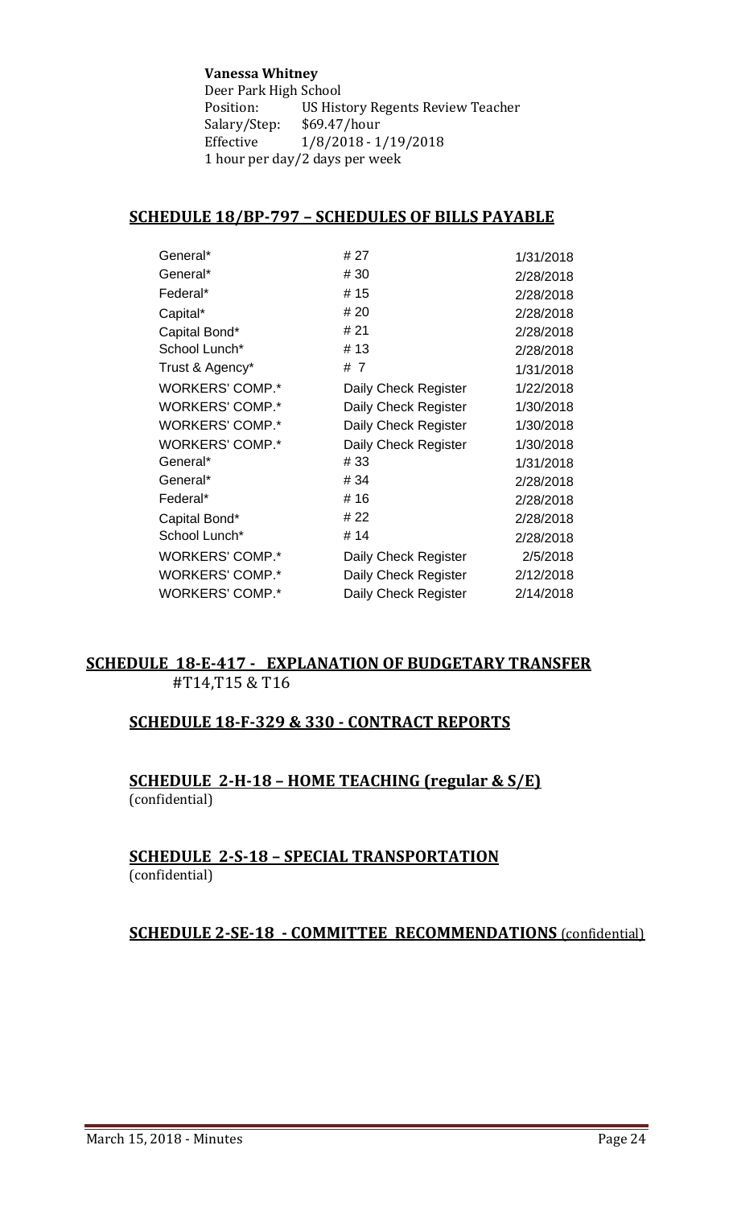**Vanessa Whitney**
Deer Park High School
Position: US History Regents Review Teacher
Salary/Step: $69.47/hour
Effective 1/8/2018 - 1/19/2018
1 hour per day/2 days per week

## SCHEDULE 18/BP-797 – SCHEDULES OF BILLS PAYABLE

| | | |
|---|---|---|
| General* | # 27 | 1/31/2018 |
| General* | # 30 | 2/28/2018 |
| Federal* | # 15 | 2/28/2018 |
| Capital* | # 20 | 2/28/2018 |
| Capital Bond* | # 21 | 2/28/2018 |
| School Lunch* | # 13 | 2/28/2018 |
| Trust & Agency* | # 7 | 1/31/2018 |
| WORKERS' COMP.* | Daily Check Register | 1/22/2018 |
| WORKERS' COMP.* | Daily Check Register | 1/30/2018 |
| WORKERS' COMP.* | Daily Check Register | 1/30/2018 |
| WORKERS' COMP.* | Daily Check Register | 1/30/2018 |
| General* | # 33 | 1/31/2018 |
| General* | # 34 | 2/28/2018 |
| Federal* | # 16 | 2/28/2018 |
| Capital Bond* | # 22 | 2/28/2018 |
| School Lunch* | # 14 | 2/28/2018 |
| WORKERS' COMP.* | Daily Check Register | 2/5/2018 |
| WORKERS' COMP.* | Daily Check Register | 2/12/2018 |
| WORKERS' COMP.* | Daily Check Register | 2/14/2018 |

## SCHEDULE 18-E-417 - EXPLANATION OF BUDGETARY TRANSFER

#T14,T15 & T16

## SCHEDULE 18-F-329 & 330 - CONTRACT REPORTS

## SCHEDULE 2-H-18 – HOME TEACHING (regular & S/E)

(confidential)

## SCHEDULE 2-S-18 – SPECIAL TRANSPORTATION

(confidential)

## SCHEDULE 2-SE-18 - COMMITTEE RECOMMENDATIONS (confidential)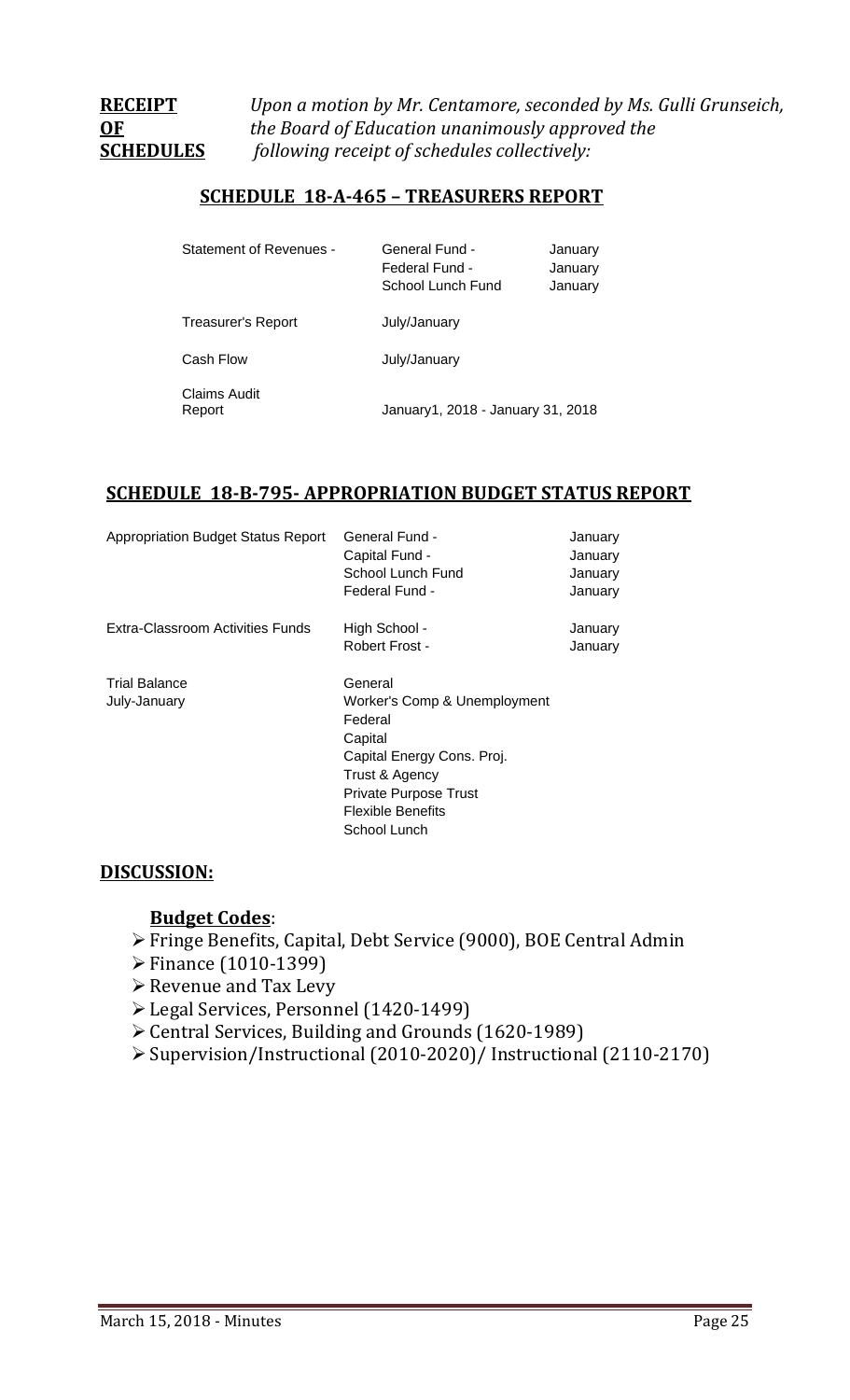**RECEIPT OF SCHEDULES** *Upon a motion by Mr. Centamore, seconded by Ms. Gulli Grunseich, the Board of Education unanimously approved the following receipt of schedules collectively:*

## SCHEDULE 18-A-465 – TREASURERS REPORT

| | | |
|---|---|---|
| Statement of Revenues - | General Fund - | January |
| | Federal Fund - | January |
| | School Lunch Fund | January |
| Treasurer's Report | July/January | |
| Cash Flow | July/January | |
| Claims Audit Report | January1, 2018 - January 31, 2018 | |

## SCHEDULE 18-B-795- APPROPRIATION BUDGET STATUS REPORT

| | | |
|---|---|---|
| Appropriation Budget Status Report | General Fund - | January |
| | Capital Fund - | January |
| | School Lunch Fund | January |
| | Federal Fund - | January |
| Extra-Classroom Activities Funds | High School - | January |
| | Robert Frost - | January |
| Trial Balance July-January | General | |
| | Worker's Comp & Unemployment | |
| | Federal | |
| | Capital | |
| | Capital Energy Cons. Proj. | |
| | Trust & Agency | |
| | Private Purpose Trust | |
| | Flexible Benefits | |
| | School Lunch | |

## DISCUSSION:

**Budget Codes**:

- Fringe Benefits, Capital, Debt Service (9000), BOE Central Admin
- Finance (1010-1399)
- Revenue and Tax Levy
- Legal Services, Personnel (1420-1499)
- Central Services, Building and Grounds (1620-1989)
- Supervision/Instructional (2010-2020)/ Instructional (2110-2170)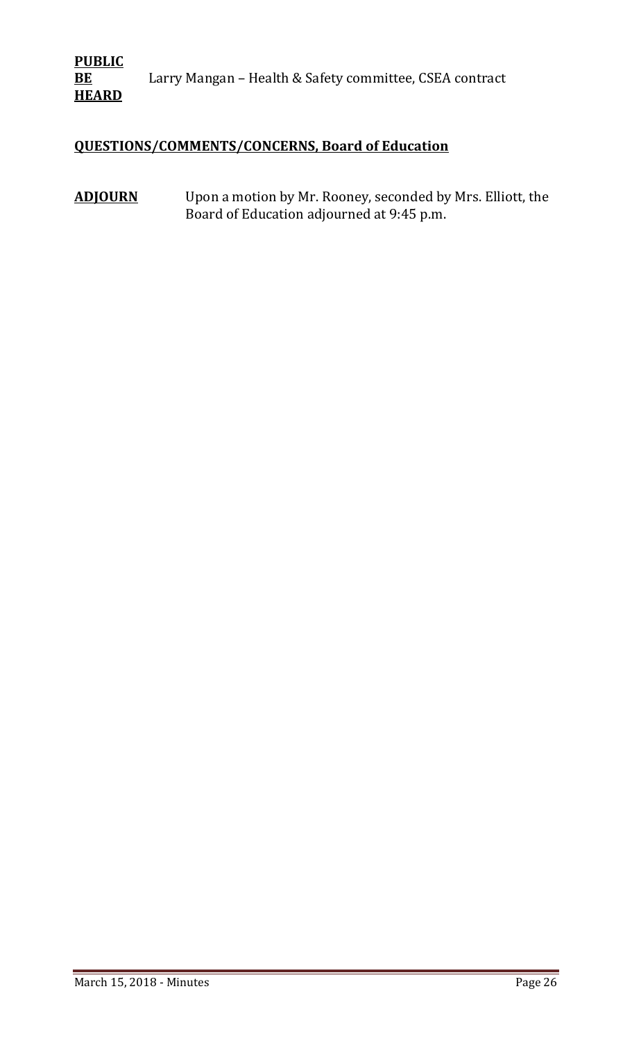**PUBLIC BE HEARD** Larry Mangan – Health & Safety committee, CSEA contract

**QUESTIONS/COMMENTS/CONCERNS, Board of Education**

**ADJOURN** Upon a motion by Mr. Rooney, seconded by Mrs. Elliott, the Board of Education adjourned at 9:45 p.m.